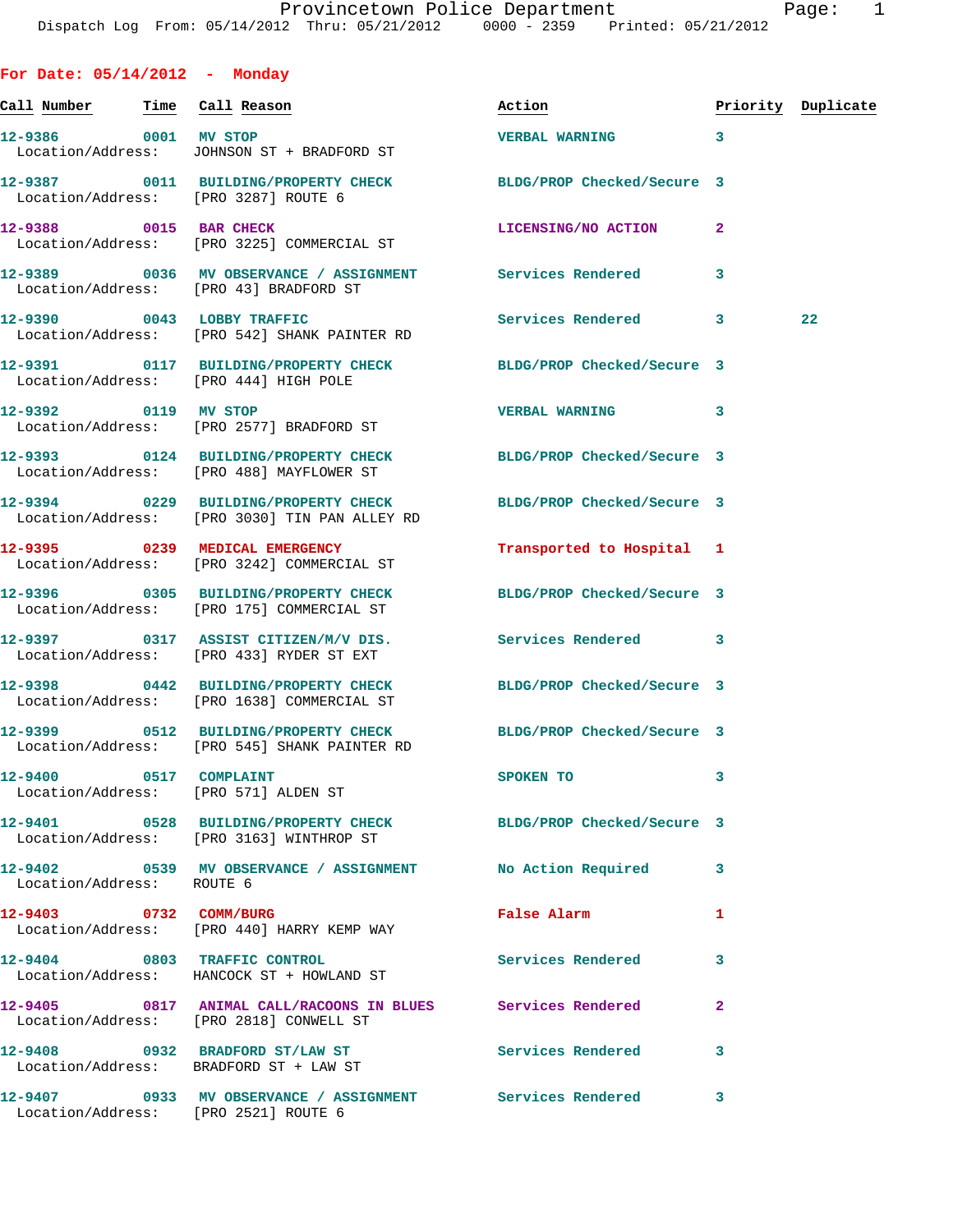Provincetown Police Department
Dispatch Log From: 05/14/2012 Thru: 05/21/2012 0000 - 2359 Printed: 05/21/2012

## For Date: 05/14/2012 - Monday

| Call Number | Time | Call Reason | Action | Priority | Duplicate |
|---|---|---|---|---|---|
| 12-9386 | 0001 | MV STOP<br>Location/Address: JOHNSON ST + BRADFORD ST | VERBAL WARNING | 3 | |
| 12-9387 | 0011 | BUILDING/PROPERTY CHECK<br>Location/Address: [PRO 3287] ROUTE 6 | BLDG/PROP Checked/Secure | 3 | |
| 12-9388 | 0015 | BAR CHECK<br>Location/Address: [PRO 3225] COMMERCIAL ST | LICENSING/NO ACTION | 2 | |
| 12-9389 | 0036 | MV OBSERVANCE / ASSIGNMENT<br>Location/Address: [PRO 43] BRADFORD ST | Services Rendered | 3 | |
| 12-9390 | 0043 | LOBBY TRAFFIC<br>Location/Address: [PRO 542] SHANK PAINTER RD | Services Rendered | 3 | 22 |
| 12-9391 | 0117 | BUILDING/PROPERTY CHECK<br>Location/Address: [PRO 444] HIGH POLE | BLDG/PROP Checked/Secure | 3 | |
| 12-9392 | 0119 | MV STOP<br>Location/Address: [PRO 2577] BRADFORD ST | VERBAL WARNING | 3 | |
| 12-9393 | 0124 | BUILDING/PROPERTY CHECK<br>Location/Address: [PRO 488] MAYFLOWER ST | BLDG/PROP Checked/Secure | 3 | |
| 12-9394 | 0229 | BUILDING/PROPERTY CHECK<br>Location/Address: [PRO 3030] TIN PAN ALLEY RD | BLDG/PROP Checked/Secure | 3 | |
| 12-9395 | 0239 | MEDICAL EMERGENCY<br>Location/Address: [PRO 3242] COMMERCIAL ST | Transported to Hospital | 1 | |
| 12-9396 | 0305 | BUILDING/PROPERTY CHECK<br>Location/Address: [PRO 175] COMMERCIAL ST | BLDG/PROP Checked/Secure | 3 | |
| 12-9397 | 0317 | ASSIST CITIZEN/M/V DIS.<br>Location/Address: [PRO 433] RYDER ST EXT | Services Rendered | 3 | |
| 12-9398 | 0442 | BUILDING/PROPERTY CHECK<br>Location/Address: [PRO 1638] COMMERCIAL ST | BLDG/PROP Checked/Secure | 3 | |
| 12-9399 | 0512 | BUILDING/PROPERTY CHECK<br>Location/Address: [PRO 545] SHANK PAINTER RD | BLDG/PROP Checked/Secure | 3 | |
| 12-9400 | 0517 | COMPLAINT<br>Location/Address: [PRO 571] ALDEN ST | SPOKEN TO | 3 | |
| 12-9401 | 0528 | BUILDING/PROPERTY CHECK<br>Location/Address: [PRO 3163] WINTHROP ST | BLDG/PROP Checked/Secure | 3 | |
| 12-9402 | 0539 | MV OBSERVANCE / ASSIGNMENT<br>Location/Address: ROUTE 6 | No Action Required | 3 | |
| 12-9403 | 0732 | COMM/BURG<br>Location/Address: [PRO 440] HARRY KEMP WAY | False Alarm | 1 | |
| 12-9404 | 0803 | TRAFFIC CONTROL<br>Location/Address: HANCOCK ST + HOWLAND ST | Services Rendered | 3 | |
| 12-9405 | 0817 | ANIMAL CALL/RACOONS IN BLUES<br>Location/Address: [PRO 2818] CONWELL ST | Services Rendered | 2 | |
| 12-9408 | 0932 | BRADFORD ST/LAW ST<br>Location/Address: BRADFORD ST + LAW ST | Services Rendered | 3 | |
| 12-9407 | 0933 | MV OBSERVANCE / ASSIGNMENT<br>Location/Address: [PRO 2521] ROUTE 6 | Services Rendered | 3 | |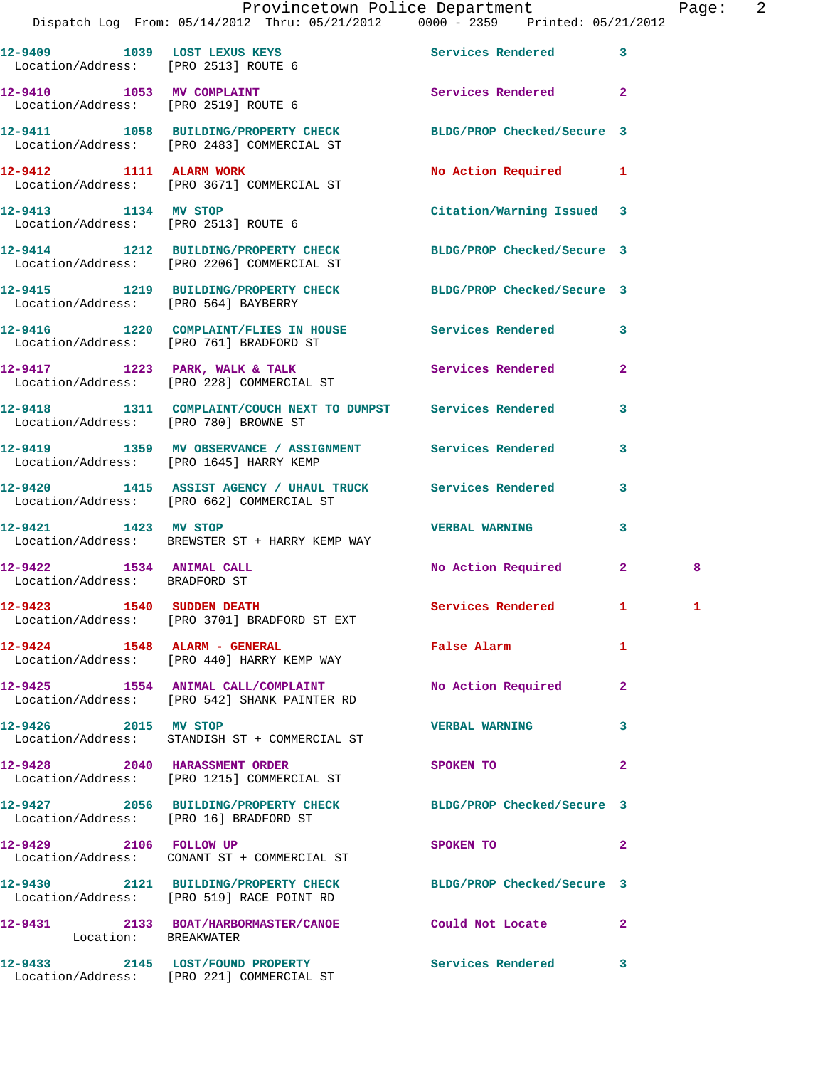| Call Number | Time | Call Reason | Action | Priority | |
|---|---|---|---|---|---|
| 12-9409 | 1039 | LOST LEXUS KEYS | Services Rendered | 3 | |
| Location/Address: | | [PRO 2513] ROUTE 6 | | | |
| 12-9410 | 1053 | MV COMPLAINT | Services Rendered | 2 | |
| Location/Address: | | [PRO 2519] ROUTE 6 | | | |
| 12-9411 | 1058 | BUILDING/PROPERTY CHECK | BLDG/PROP Checked/Secure | 3 | |
| Location/Address: | | [PRO 2483] COMMERCIAL ST | | | |
| 12-9412 | 1111 | ALARM WORK | No Action Required | 1 | |
| Location/Address: | | [PRO 3671] COMMERCIAL ST | | | |
| 12-9413 | 1134 | MV STOP | Citation/Warning Issued | 3 | |
| Location/Address: | | [PRO 2513] ROUTE 6 | | | |
| 12-9414 | 1212 | BUILDING/PROPERTY CHECK | BLDG/PROP Checked/Secure | 3 | |
| Location/Address: | | [PRO 2206] COMMERCIAL ST | | | |
| 12-9415 | 1219 | BUILDING/PROPERTY CHECK | BLDG/PROP Checked/Secure | 3 | |
| Location/Address: | | [PRO 564] BAYBERRY | | | |
| 12-9416 | 1220 | COMPLAINT/FLIES IN HOUSE | Services Rendered | 3 | |
| Location/Address: | | [PRO 761] BRADFORD ST | | | |
| 12-9417 | 1223 | PARK, WALK & TALK | Services Rendered | 2 | |
| Location/Address: | | [PRO 228] COMMERCIAL ST | | | |
| 12-9418 | 1311 | COMPLAINT/COUCH NEXT TO DUMPST | Services Rendered | 3 | |
| Location/Address: | | [PRO 780] BROWNE ST | | | |
| 12-9419 | 1359 | MV OBSERVANCE / ASSIGNMENT | Services Rendered | 3 | |
| Location/Address: | | [PRO 1645] HARRY KEMP | | | |
| 12-9420 | 1415 | ASSIST AGENCY / UHAUL TRUCK | Services Rendered | 3 | |
| Location/Address: | | [PRO 662] COMMERCIAL ST | | | |
| 12-9421 | 1423 | MV STOP | VERBAL WARNING | 3 | |
| Location/Address: | | BREWSTER ST + HARRY KEMP WAY | | | |
| 12-9422 | 1534 | ANIMAL CALL | No Action Required | 2 | 8 |
| Location/Address: | | BRADFORD ST | | | |
| 12-9423 | 1540 | SUDDEN DEATH | Services Rendered | 1 | 1 |
| Location/Address: | | [PRO 3701] BRADFORD ST EXT | | | |
| 12-9424 | 1548 | ALARM - GENERAL | False Alarm | 1 | |
| Location/Address: | | [PRO 440] HARRY KEMP WAY | | | |
| 12-9425 | 1554 | ANIMAL CALL/COMPLAINT | No Action Required | 2 | |
| Location/Address: | | [PRO 542] SHANK PAINTER RD | | | |
| 12-9426 | 2015 | MV STOP | VERBAL WARNING | 3 | |
| Location/Address: | | STANDISH ST + COMMERCIAL ST | | | |
| 12-9428 | 2040 | HARASSMENT ORDER | SPOKEN TO | 2 | |
| Location/Address: | | [PRO 1215] COMMERCIAL ST | | | |
| 12-9427 | 2056 | BUILDING/PROPERTY CHECK | BLDG/PROP Checked/Secure | 3 | |
| Location/Address: | | [PRO 16] BRADFORD ST | | | |
| 12-9429 | 2106 | FOLLOW UP | SPOKEN TO | 2 | |
| Location/Address: | | CONANT ST + COMMERCIAL ST | | | |
| 12-9430 | 2121 | BUILDING/PROPERTY CHECK | BLDG/PROP Checked/Secure | 3 | |
| Location/Address: | | [PRO 519] RACE POINT RD | | | |
| 12-9431 | 2133 | BOAT/HARBORMASTER/CANOE | Could Not Locate | 2 | |
| Location: | | BREAKWATER | | | |
| 12-9433 | 2145 | LOST/FOUND PROPERTY | Services Rendered | 3 | |
| Location/Address: | | [PRO 221] COMMERCIAL ST | | | |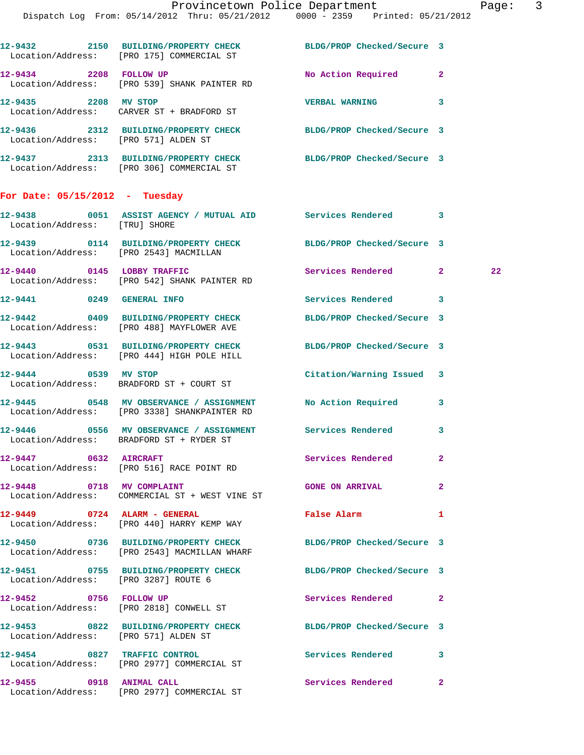12-9432 2150 BUILDING/PROPERTY CHECK BLDG/PROP Checked/Secure 3
Location/Address: [PRO 175] COMMERCIAL ST

12-9434 2208 FOLLOW UP No Action Required 2
Location/Address: [PRO 539] SHANK PAINTER RD

12-9435 2208 MV STOP VERBAL WARNING 3
Location/Address: CARVER ST + BRADFORD ST

12-9436 2312 BUILDING/PROPERTY CHECK BLDG/PROP Checked/Secure 3
Location/Address: [PRO 571] ALDEN ST

12-9437 2313 BUILDING/PROPERTY CHECK BLDG/PROP Checked/Secure 3
Location/Address: [PRO 306] COMMERCIAL ST

## For Date: 05/15/2012 - Tuesday

12-9438 0051 ASSIST AGENCY / MUTUAL AID Services Rendered 3
Location/Address: [TRU] SHORE

12-9439 0114 BUILDING/PROPERTY CHECK BLDG/PROP Checked/Secure 3
Location/Address: [PRO 2543] MACMILLAN

12-9440 0145 LOBBY TRAFFIC Services Rendered 2 22
Location/Address: [PRO 542] SHANK PAINTER RD

12-9441 0249 GENERAL INFO Services Rendered 3

12-9442 0409 BUILDING/PROPERTY CHECK BLDG/PROP Checked/Secure 3
Location/Address: [PRO 488] MAYFLOWER AVE

12-9443 0531 BUILDING/PROPERTY CHECK BLDG/PROP Checked/Secure 3
Location/Address: [PRO 444] HIGH POLE HILL

12-9444 0539 MV STOP Citation/Warning Issued 3
Location/Address: BRADFORD ST + COURT ST

12-9445 0548 MV OBSERVANCE / ASSIGNMENT No Action Required 3
Location/Address: [PRO 3338] SHANKPAINTER RD

12-9446 0556 MV OBSERVANCE / ASSIGNMENT Services Rendered 3
Location/Address: BRADFORD ST + RYDER ST

12-9447 0632 AIRCRAFT Services Rendered 2
Location/Address: [PRO 516] RACE POINT RD

12-9448 0718 MV COMPLAINT GONE ON ARRIVAL 2
Location/Address: COMMERCIAL ST + WEST VINE ST

12-9449 0724 ALARM - GENERAL False Alarm 1
Location/Address: [PRO 440] HARRY KEMP WAY

12-9450 0736 BUILDING/PROPERTY CHECK BLDG/PROP Checked/Secure 3
Location/Address: [PRO 2543] MACMILLAN WHARF

12-9451 0755 BUILDING/PROPERTY CHECK BLDG/PROP Checked/Secure 3
Location/Address: [PRO 3287] ROUTE 6

12-9452 0756 FOLLOW UP Services Rendered 2
Location/Address: [PRO 2818] CONWELL ST

12-9453 0822 BUILDING/PROPERTY CHECK BLDG/PROP Checked/Secure 3
Location/Address: [PRO 571] ALDEN ST

12-9454 0827 TRAFFIC CONTROL Services Rendered 3
Location/Address: [PRO 2977] COMMERCIAL ST

12-9455 0918 ANIMAL CALL Services Rendered 2
Location/Address: [PRO 2977] COMMERCIAL ST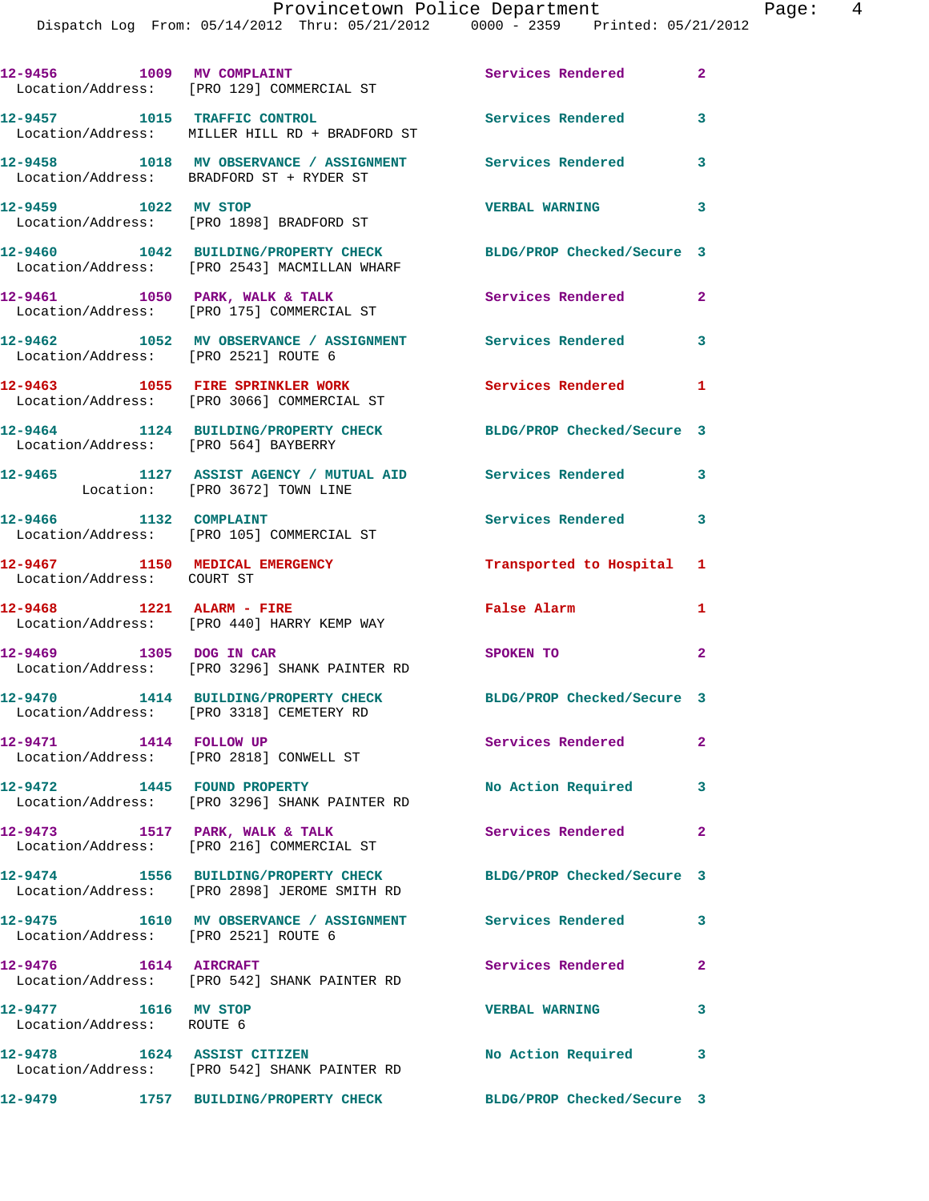12-9456 1009 MV COMPLAINT Services Rendered 2
Location/Address: [PRO 129] COMMERCIAL ST

12-9457 1015 TRAFFIC CONTROL Services Rendered 3
Location/Address: MILLER HILL RD + BRADFORD ST

12-9458 1018 MV OBSERVANCE / ASSIGNMENT Services Rendered 3
Location/Address: BRADFORD ST + RYDER ST

12-9459 1022 MV STOP VERBAL WARNING 3
Location/Address: [PRO 1898] BRADFORD ST

12-9460 1042 BUILDING/PROPERTY CHECK BLDG/PROP Checked/Secure 3
Location/Address: [PRO 2543] MACMILLAN WHARF

12-9461 1050 PARK, WALK & TALK Services Rendered 2
Location/Address: [PRO 175] COMMERCIAL ST

12-9462 1052 MV OBSERVANCE / ASSIGNMENT Services Rendered 3
Location/Address: [PRO 2521] ROUTE 6

12-9463 1055 FIRE SPRINKLER WORK Services Rendered 1
Location/Address: [PRO 3066] COMMERCIAL ST

12-9464 1124 BUILDING/PROPERTY CHECK BLDG/PROP Checked/Secure 3
Location/Address: [PRO 564] BAYBERRY

12-9465 1127 ASSIST AGENCY / MUTUAL AID Services Rendered 3
Location: [PRO 3672] TOWN LINE

12-9466 1132 COMPLAINT Services Rendered 3
Location/Address: [PRO 105] COMMERCIAL ST

12-9467 1150 MEDICAL EMERGENCY Transported to Hospital 1
Location/Address: COURT ST

12-9468 1221 ALARM - FIRE False Alarm 1
Location/Address: [PRO 440] HARRY KEMP WAY

12-9469 1305 DOG IN CAR SPOKEN TO 2
Location/Address: [PRO 3296] SHANK PAINTER RD

12-9470 1414 BUILDING/PROPERTY CHECK BLDG/PROP Checked/Secure 3
Location/Address: [PRO 3318] CEMETERY RD

12-9471 1414 FOLLOW UP Services Rendered 2
Location/Address: [PRO 2818] CONWELL ST

12-9472 1445 FOUND PROPERTY No Action Required 3
Location/Address: [PRO 3296] SHANK PAINTER RD

12-9473 1517 PARK, WALK & TALK Services Rendered 2
Location/Address: [PRO 216] COMMERCIAL ST

12-9474 1556 BUILDING/PROPERTY CHECK BLDG/PROP Checked/Secure 3
Location/Address: [PRO 2898] JEROME SMITH RD

12-9475 1610 MV OBSERVANCE / ASSIGNMENT Services Rendered 3
Location/Address: [PRO 2521] ROUTE 6

12-9476 1614 AIRCRAFT Services Rendered 2
Location/Address: [PRO 542] SHANK PAINTER RD

12-9477 1616 MV STOP VERBAL WARNING 3
Location/Address: ROUTE 6

12-9478 1624 ASSIST CITIZEN No Action Required 3
Location/Address: [PRO 542] SHANK PAINTER RD

12-9479 1757 BUILDING/PROPERTY CHECK BLDG/PROP Checked/Secure 3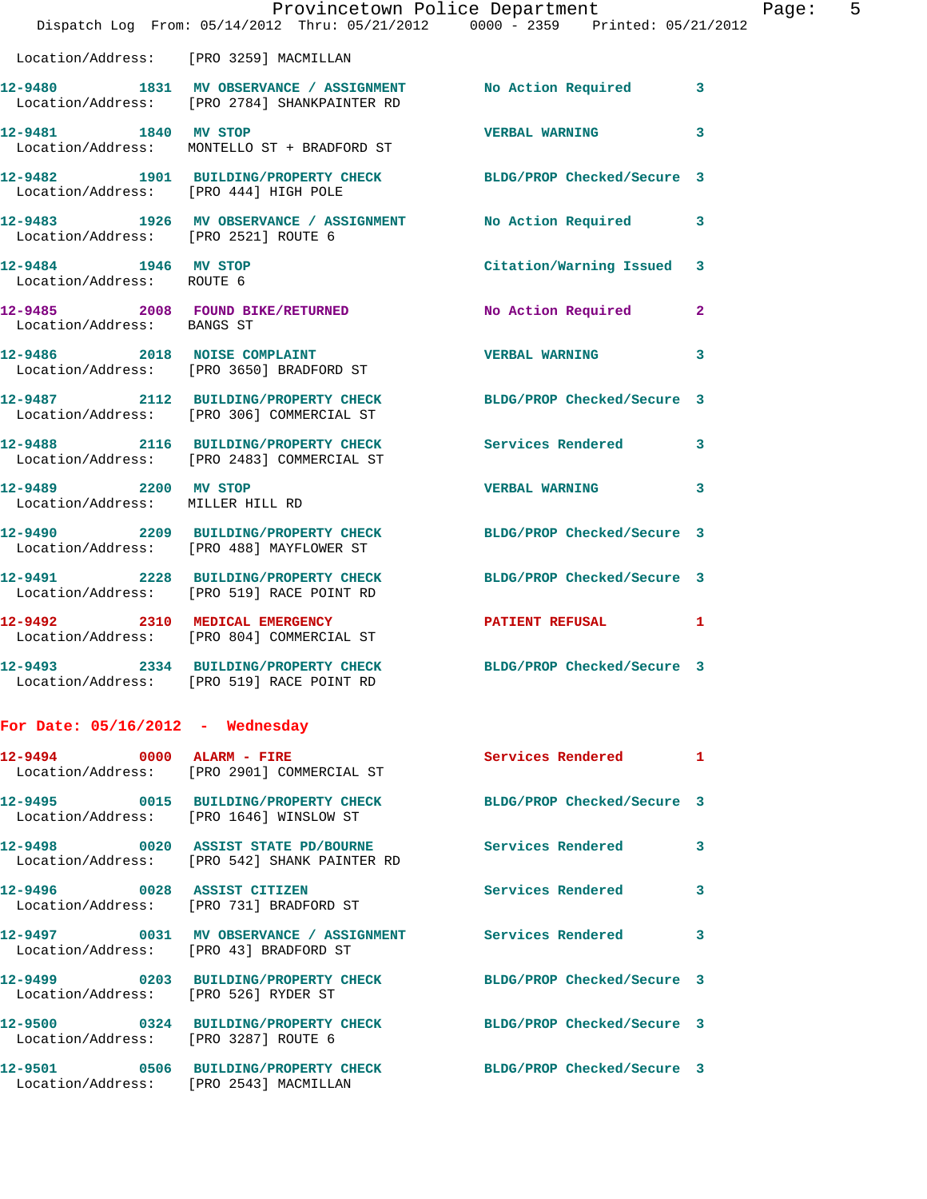Location/Address: [PRO 3259] MACMILLAN

| Call # | Time | Call Reason | Action | Priority |
|---|---|---|---|---|
| 12-9480 | 1831 | MV OBSERVANCE / ASSIGNMENT | No Action Required | 3 |
| | | Location/Address: [PRO 2784] SHANKPAINTER RD | | |
| 12-9481 | 1840 | MV STOP | VERBAL WARNING | 3 |
| | | Location/Address: MONTELLO ST + BRADFORD ST | | |
| 12-9482 | 1901 | BUILDING/PROPERTY CHECK | BLDG/PROP Checked/Secure | 3 |
| | | Location/Address: [PRO 444] HIGH POLE | | |
| 12-9483 | 1926 | MV OBSERVANCE / ASSIGNMENT | No Action Required | 3 |
| | | Location/Address: [PRO 2521] ROUTE 6 | | |
| 12-9484 | 1946 | MV STOP | Citation/Warning Issued | 3 |
| | | Location/Address: ROUTE 6 | | |
| 12-9485 | 2008 | FOUND BIKE/RETURNED | No Action Required | 2 |
| | | Location/Address: BANGS ST | | |
| 12-9486 | 2018 | NOISE COMPLAINT | VERBAL WARNING | 3 |
| | | Location/Address: [PRO 3650] BRADFORD ST | | |
| 12-9487 | 2112 | BUILDING/PROPERTY CHECK | BLDG/PROP Checked/Secure | 3 |
| | | Location/Address: [PRO 306] COMMERCIAL ST | | |
| 12-9488 | 2116 | BUILDING/PROPERTY CHECK | Services Rendered | 3 |
| | | Location/Address: [PRO 2483] COMMERCIAL ST | | |
| 12-9489 | 2200 | MV STOP | VERBAL WARNING | 3 |
| | | Location/Address: MILLER HILL RD | | |
| 12-9490 | 2209 | BUILDING/PROPERTY CHECK | BLDG/PROP Checked/Secure | 3 |
| | | Location/Address: [PRO 488] MAYFLOWER ST | | |
| 12-9491 | 2228 | BUILDING/PROPERTY CHECK | BLDG/PROP Checked/Secure | 3 |
| | | Location/Address: [PRO 519] RACE POINT RD | | |
| 12-9492 | 2310 | MEDICAL EMERGENCY | PATIENT REFUSAL | 1 |
| | | Location/Address: [PRO 804] COMMERCIAL ST | | |
| 12-9493 | 2334 | BUILDING/PROPERTY CHECK | BLDG/PROP Checked/Secure | 3 |
| | | Location/Address: [PRO 519] RACE POINT RD | | |

## For Date: 05/16/2012 - Wednesday

| Call # | Time | Call Reason | Action | Priority |
|---|---|---|---|---|
| 12-9494 | 0000 | ALARM - FIRE | Services Rendered | 1 |
| | | Location/Address: [PRO 2901] COMMERCIAL ST | | |
| 12-9495 | 0015 | BUILDING/PROPERTY CHECK | BLDG/PROP Checked/Secure | 3 |
| | | Location/Address: [PRO 1646] WINSLOW ST | | |
| 12-9498 | 0020 | ASSIST STATE PD/BOURNE | Services Rendered | 3 |
| | | Location/Address: [PRO 542] SHANK PAINTER RD | | |
| 12-9496 | 0028 | ASSIST CITIZEN | Services Rendered | 3 |
| | | Location/Address: [PRO 731] BRADFORD ST | | |
| 12-9497 | 0031 | MV OBSERVANCE / ASSIGNMENT | Services Rendered | 3 |
| | | Location/Address: [PRO 43] BRADFORD ST | | |
| 12-9499 | 0203 | BUILDING/PROPERTY CHECK | BLDG/PROP Checked/Secure | 3 |
| | | Location/Address: [PRO 526] RYDER ST | | |
| 12-9500 | 0324 | BUILDING/PROPERTY CHECK | BLDG/PROP Checked/Secure | 3 |
| | | Location/Address: [PRO 3287] ROUTE 6 | | |
| 12-9501 | 0506 | BUILDING/PROPERTY CHECK | BLDG/PROP Checked/Secure | 3 |
| | | Location/Address: [PRO 2543] MACMILLAN | | |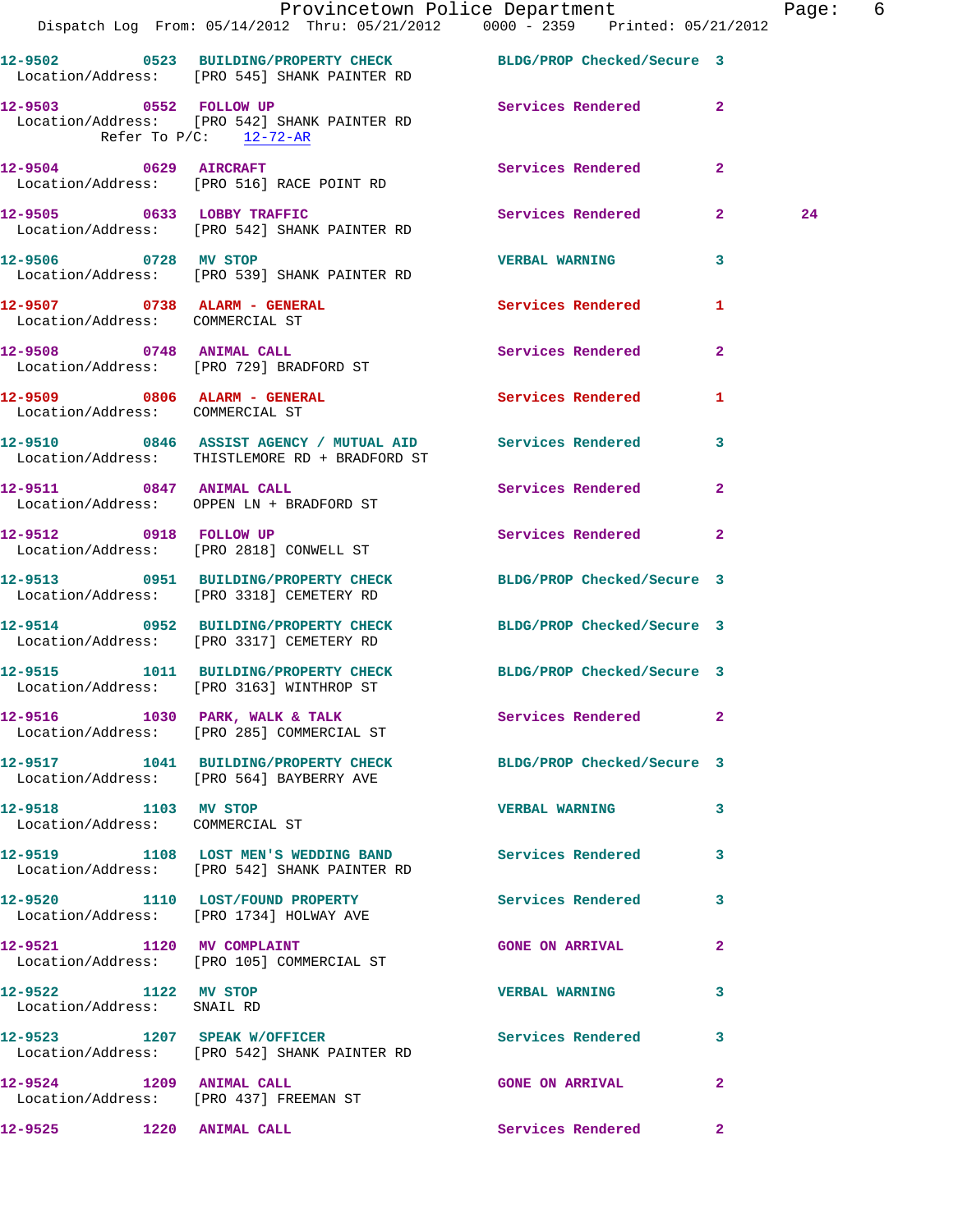12-9502 0523 BUILDING/PROPERTY CHECK BLDG/PROP Checked/Secure 3
Location/Address: [PRO 545] SHANK PAINTER RD

12-9503 0552 FOLLOW UP Services Rendered 2
Location/Address: [PRO 542] SHANK PAINTER RD
Refer To P/C: 12-72-AR

12-9504 0629 AIRCRAFT Services Rendered 2
Location/Address: [PRO 516] RACE POINT RD

12-9505 0633 LOBBY TRAFFIC Services Rendered 2 24
Location/Address: [PRO 542] SHANK PAINTER RD

12-9506 0728 MV STOP VERBAL WARNING 3
Location/Address: [PRO 539] SHANK PAINTER RD

12-9507 0738 ALARM - GENERAL Services Rendered 1
Location/Address: COMMERCIAL ST

12-9508 0748 ANIMAL CALL Services Rendered 2
Location/Address: [PRO 729] BRADFORD ST

12-9509 0806 ALARM - GENERAL Services Rendered 1
Location/Address: COMMERCIAL ST

12-9510 0846 ASSIST AGENCY / MUTUAL AID Services Rendered 3
Location/Address: THISTLEMORE RD + BRADFORD ST

12-9511 0847 ANIMAL CALL Services Rendered 2
Location/Address: OPPEN LN + BRADFORD ST

12-9512 0918 FOLLOW UP Services Rendered 2
Location/Address: [PRO 2818] CONWELL ST

12-9513 0951 BUILDING/PROPERTY CHECK BLDG/PROP Checked/Secure 3
Location/Address: [PRO 3318] CEMETERY RD

12-9514 0952 BUILDING/PROPERTY CHECK BLDG/PROP Checked/Secure 3
Location/Address: [PRO 3317] CEMETERY RD

12-9515 1011 BUILDING/PROPERTY CHECK BLDG/PROP Checked/Secure 3
Location/Address: [PRO 3163] WINTHROP ST

12-9516 1030 PARK, WALK & TALK Services Rendered 2
Location/Address: [PRO 285] COMMERCIAL ST

12-9517 1041 BUILDING/PROPERTY CHECK BLDG/PROP Checked/Secure 3
Location/Address: [PRO 564] BAYBERRY AVE

12-9518 1103 MV STOP VERBAL WARNING 3
Location/Address: COMMERCIAL ST

12-9519 1108 LOST MEN'S WEDDING BAND Services Rendered 3
Location/Address: [PRO 542] SHANK PAINTER RD

12-9520 1110 LOST/FOUND PROPERTY Services Rendered 3
Location/Address: [PRO 1734] HOLWAY AVE

12-9521 1120 MV COMPLAINT GONE ON ARRIVAL 2
Location/Address: [PRO 105] COMMERCIAL ST

12-9522 1122 MV STOP VERBAL WARNING 3
Location/Address: SNAIL RD

12-9523 1207 SPEAK W/OFFICER Services Rendered 3
Location/Address: [PRO 542] SHANK PAINTER RD

12-9524 1209 ANIMAL CALL GONE ON ARRIVAL 2
Location/Address: [PRO 437] FREEMAN ST

12-9525 1220 ANIMAL CALL Services Rendered 2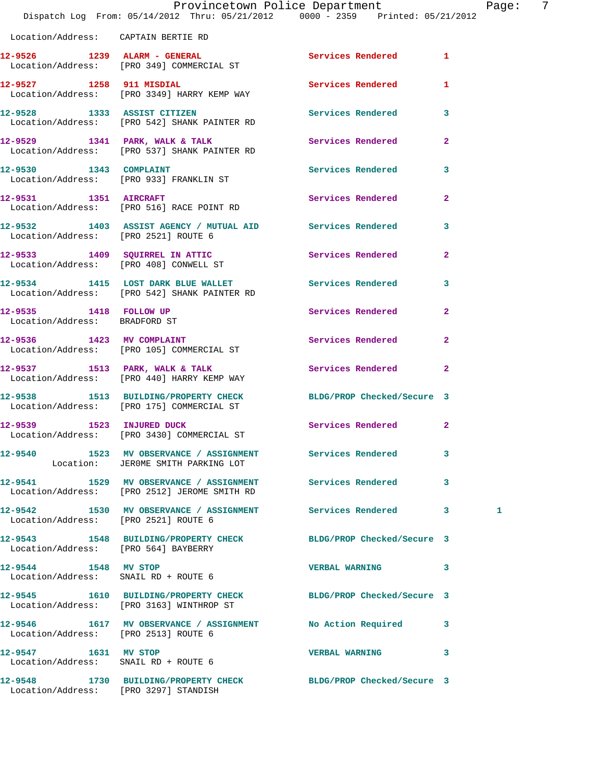Location/Address: CAPTAIN BERTIE RD

| Call Number | Time | Call Reason | Action | Priority | |
|---|---|---|---|---|---|
| 12-9526 | 1239 | ALARM - GENERAL | Services Rendered | 1 | |
| Location/Address: | | [PRO 349] COMMERCIAL ST | | | |
| 12-9527 | 1258 | 911 MISDIAL | Services Rendered | 1 | |
| Location/Address: | | [PRO 3349] HARRY KEMP WAY | | | |
| 12-9528 | 1333 | ASSIST CITIZEN | Services Rendered | 3 | |
| Location/Address: | | [PRO 542] SHANK PAINTER RD | | | |
| 12-9529 | 1341 | PARK, WALK & TALK | Services Rendered | 2 | |
| Location/Address: | | [PRO 537] SHANK PAINTER RD | | | |
| 12-9530 | 1343 | COMPLAINT | Services Rendered | 3 | |
| Location/Address: | | [PRO 933] FRANKLIN ST | | | |
| 12-9531 | 1351 | AIRCRAFT | Services Rendered | 2 | |
| Location/Address: | | [PRO 516] RACE POINT RD | | | |
| 12-9532 | 1403 | ASSIST AGENCY / MUTUAL AID | Services Rendered | 3 | |
| Location/Address: | | [PRO 2521] ROUTE 6 | | | |
| 12-9533 | 1409 | SQUIRREL IN ATTIC | Services Rendered | 2 | |
| Location/Address: | | [PRO 408] CONWELL ST | | | |
| 12-9534 | 1415 | LOST DARK BLUE WALLET | Services Rendered | 3 | |
| Location/Address: | | [PRO 542] SHANK PAINTER RD | | | |
| 12-9535 | 1418 | FOLLOW UP | Services Rendered | 2 | |
| Location/Address: | | BRADFORD ST | | | |
| 12-9536 | 1423 | MV COMPLAINT | Services Rendered | 2 | |
| Location/Address: | | [PRO 105] COMMERCIAL ST | | | |
| 12-9537 | 1513 | PARK, WALK & TALK | Services Rendered | 2 | |
| Location/Address: | | [PRO 440] HARRY KEMP WAY | | | |
| 12-9538 | 1513 | BUILDING/PROPERTY CHECK | BLDG/PROP Checked/Secure | 3 | |
| Location/Address: | | [PRO 175] COMMERCIAL ST | | | |
| 12-9539 | 1523 | INJURED DUCK | Services Rendered | 2 | |
| Location/Address: | | [PRO 3430] COMMERCIAL ST | | | |
| 12-9540 | 1523 | MV OBSERVANCE / ASSIGNMENT | Services Rendered | 3 | |
| Location: | | JER0ME SMITH PARKING LOT | | | |
| 12-9541 | 1529 | MV OBSERVANCE / ASSIGNMENT | Services Rendered | 3 | |
| Location/Address: | | [PRO 2512] JEROME SMITH RD | | | |
| 12-9542 | 1530 | MV OBSERVANCE / ASSIGNMENT | Services Rendered | 3 | 1 |
| Location/Address: | | [PRO 2521] ROUTE 6 | | | |
| 12-9543 | 1548 | BUILDING/PROPERTY CHECK | BLDG/PROP Checked/Secure | 3 | |
| Location/Address: | | [PRO 564] BAYBERRY | | | |
| 12-9544 | 1548 | MV STOP | VERBAL WARNING | 3 | |
| Location/Address: | | SNAIL RD + ROUTE 6 | | | |
| 12-9545 | 1610 | BUILDING/PROPERTY CHECK | BLDG/PROP Checked/Secure | 3 | |
| Location/Address: | | [PRO 3163] WINTHROP ST | | | |
| 12-9546 | 1617 | MV OBSERVANCE / ASSIGNMENT | No Action Required | 3 | |
| Location/Address: | | [PRO 2513] ROUTE 6 | | | |
| 12-9547 | 1631 | MV STOP | VERBAL WARNING | 3 | |
| Location/Address: | | SNAIL RD + ROUTE 6 | | | |
| 12-9548 | 1730 | BUILDING/PROPERTY CHECK | BLDG/PROP Checked/Secure | 3 | |
| Location/Address: | | [PRO 3297] STANDISH | | | |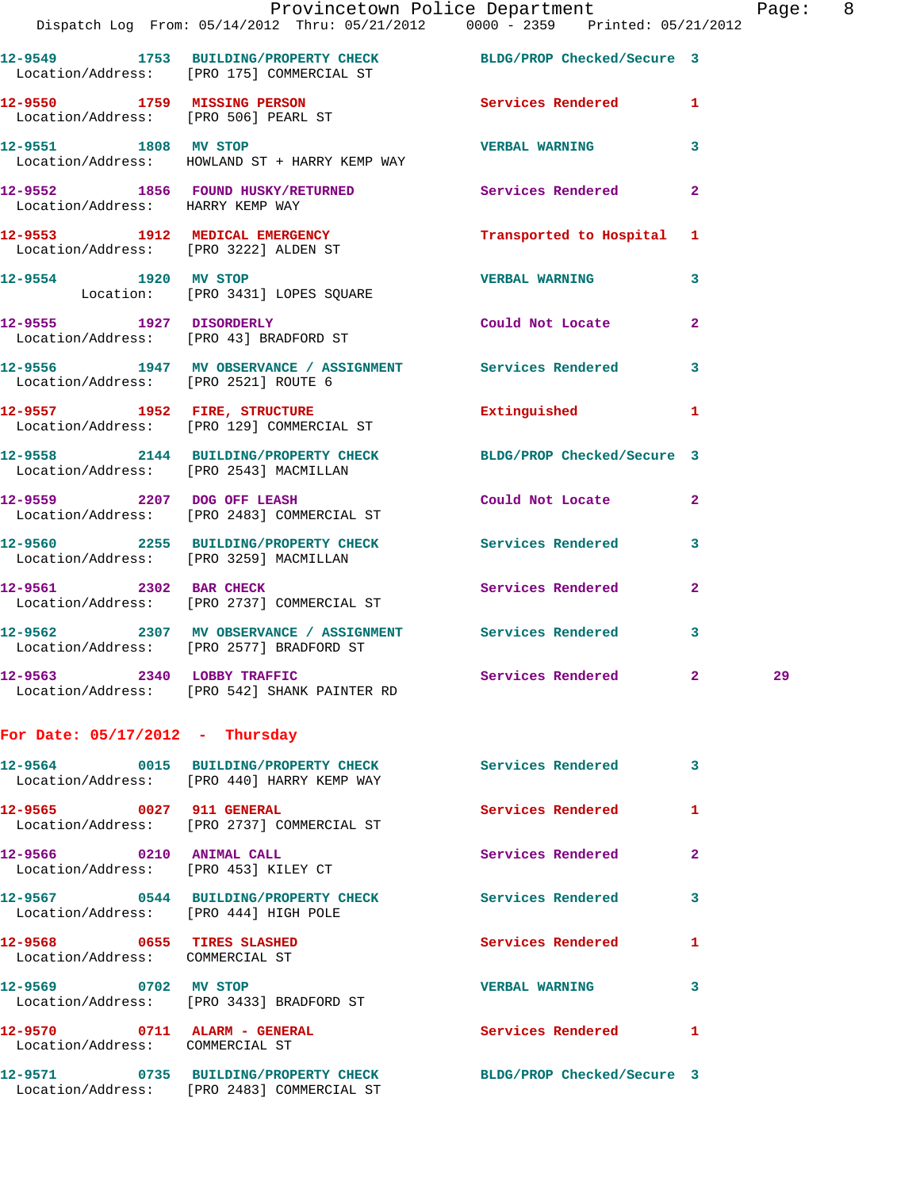12-9549 1753 BUILDING/PROPERTY CHECK BLDG/PROP Checked/Secure 3
Location/Address: [PRO 175] COMMERCIAL ST

12-9550 1759 MISSING PERSON Services Rendered 1
Location/Address: [PRO 506] PEARL ST

12-9551 1808 MV STOP VERBAL WARNING 3
Location/Address: HOWLAND ST + HARRY KEMP WAY

12-9552 1856 FOUND HUSKY/RETURNED Services Rendered 2
Location/Address: HARRY KEMP WAY

12-9553 1912 MEDICAL EMERGENCY Transported to Hospital 1
Location/Address: [PRO 3222] ALDEN ST

12-9554 1920 MV STOP VERBAL WARNING 3
Location: [PRO 3431] LOPES SQUARE

12-9555 1927 DISORDERLY Could Not Locate 2
Location/Address: [PRO 43] BRADFORD ST

12-9556 1947 MV OBSERVANCE / ASSIGNMENT Services Rendered 3
Location/Address: [PRO 2521] ROUTE 6

12-9557 1952 FIRE, STRUCTURE Extinguished 1
Location/Address: [PRO 129] COMMERCIAL ST

12-9558 2144 BUILDING/PROPERTY CHECK BLDG/PROP Checked/Secure 3
Location/Address: [PRO 2543] MACMILLAN

12-9559 2207 DOG OFF LEASH Could Not Locate 2
Location/Address: [PRO 2483] COMMERCIAL ST

12-9560 2255 BUILDING/PROPERTY CHECK Services Rendered 3
Location/Address: [PRO 3259] MACMILLAN

12-9561 2302 BAR CHECK Services Rendered 2
Location/Address: [PRO 2737] COMMERCIAL ST

12-9562 2307 MV OBSERVANCE / ASSIGNMENT Services Rendered 3
Location/Address: [PRO 2577] BRADFORD ST

12-9563 2340 LOBBY TRAFFIC Services Rendered 2 29
Location/Address: [PRO 542] SHANK PAINTER RD

## For Date: 05/17/2012 - Thursday

12-9564 0015 BUILDING/PROPERTY CHECK Services Rendered 3
Location/Address: [PRO 440] HARRY KEMP WAY

12-9565 0027 911 GENERAL Services Rendered 1
Location/Address: [PRO 2737] COMMERCIAL ST

12-9566 0210 ANIMAL CALL Services Rendered 2
Location/Address: [PRO 453] KILEY CT

12-9567 0544 BUILDING/PROPERTY CHECK Services Rendered 3
Location/Address: [PRO 444] HIGH POLE

12-9568 0655 TIRES SLASHED Services Rendered 1
Location/Address: COMMERCIAL ST

12-9569 0702 MV STOP VERBAL WARNING 3
Location/Address: [PRO 3433] BRADFORD ST

12-9570 0711 ALARM - GENERAL Services Rendered 1
Location/Address: COMMERCIAL ST

12-9571 0735 BUILDING/PROPERTY CHECK BLDG/PROP Checked/Secure 3
Location/Address: [PRO 2483] COMMERCIAL ST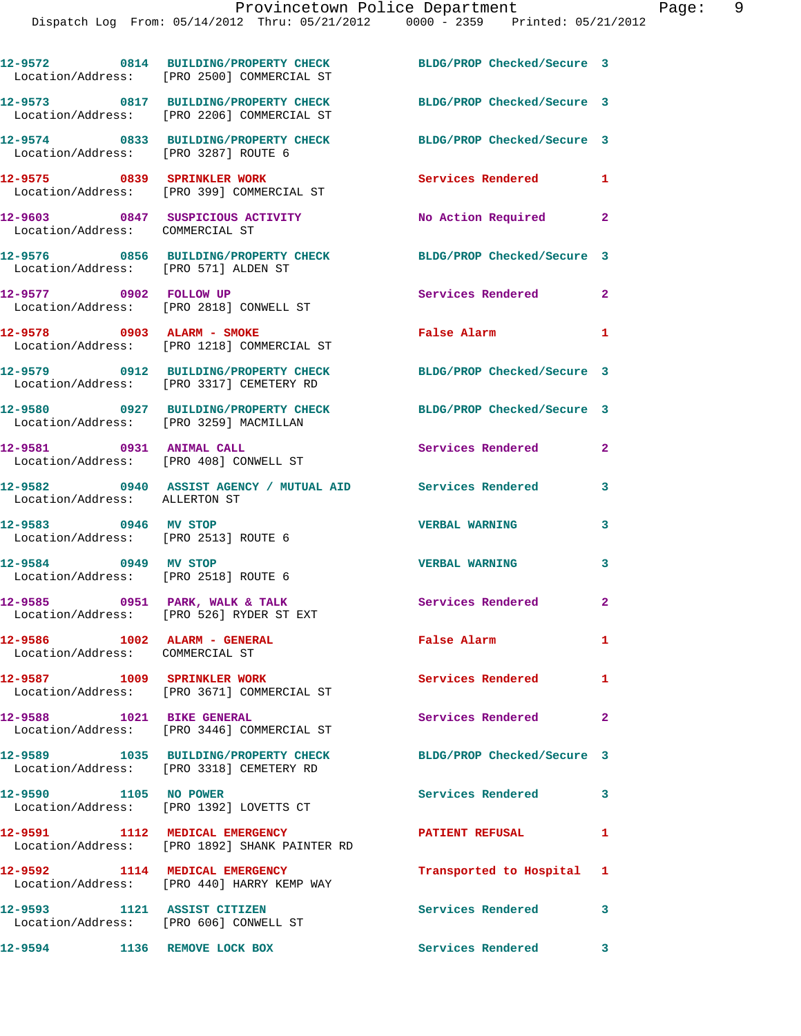12-9572 0814 BUILDING/PROPERTY CHECK BLDG/PROP Checked/Secure 3
Location/Address: [PRO 2500] COMMERCIAL ST

12-9573 0817 BUILDING/PROPERTY CHECK BLDG/PROP Checked/Secure 3
Location/Address: [PRO 2206] COMMERCIAL ST

12-9574 0833 BUILDING/PROPERTY CHECK BLDG/PROP Checked/Secure 3
Location/Address: [PRO 3287] ROUTE 6

12-9575 0839 SPRINKLER WORK Services Rendered 1
Location/Address: [PRO 399] COMMERCIAL ST

12-9603 0847 SUSPICIOUS ACTIVITY No Action Required 2
Location/Address: COMMERCIAL ST

12-9576 0856 BUILDING/PROPERTY CHECK BLDG/PROP Checked/Secure 3
Location/Address: [PRO 571] ALDEN ST

12-9577 0902 FOLLOW UP Services Rendered 2
Location/Address: [PRO 2818] CONWELL ST

12-9578 0903 ALARM - SMOKE False Alarm 1
Location/Address: [PRO 1218] COMMERCIAL ST

12-9579 0912 BUILDING/PROPERTY CHECK BLDG/PROP Checked/Secure 3
Location/Address: [PRO 3317] CEMETERY RD

12-9580 0927 BUILDING/PROPERTY CHECK BLDG/PROP Checked/Secure 3
Location/Address: [PRO 3259] MACMILLAN

12-9581 0931 ANIMAL CALL Services Rendered 2
Location/Address: [PRO 408] CONWELL ST

12-9582 0940 ASSIST AGENCY / MUTUAL AID Services Rendered 3
Location/Address: ALLERTON ST

12-9583 0946 MV STOP VERBAL WARNING 3
Location/Address: [PRO 2513] ROUTE 6

12-9584 0949 MV STOP VERBAL WARNING 3
Location/Address: [PRO 2518] ROUTE 6

12-9585 0951 PARK, WALK & TALK Services Rendered 2
Location/Address: [PRO 526] RYDER ST EXT

12-9586 1002 ALARM - GENERAL False Alarm 1
Location/Address: COMMERCIAL ST

12-9587 1009 SPRINKLER WORK Services Rendered 1
Location/Address: [PRO 3671] COMMERCIAL ST

12-9588 1021 BIKE GENERAL Services Rendered 2
Location/Address: [PRO 3446] COMMERCIAL ST

12-9589 1035 BUILDING/PROPERTY CHECK BLDG/PROP Checked/Secure 3
Location/Address: [PRO 3318] CEMETERY RD

12-9590 1105 NO POWER Services Rendered 3
Location/Address: [PRO 1392] LOVETTS CT

12-9591 1112 MEDICAL EMERGENCY PATIENT REFUSAL 1
Location/Address: [PRO 1892] SHANK PAINTER RD

12-9592 1114 MEDICAL EMERGENCY Transported to Hospital 1
Location/Address: [PRO 440] HARRY KEMP WAY

12-9593 1121 ASSIST CITIZEN Services Rendered 3
Location/Address: [PRO 606] CONWELL ST

12-9594 1136 REMOVE LOCK BOX Services Rendered 3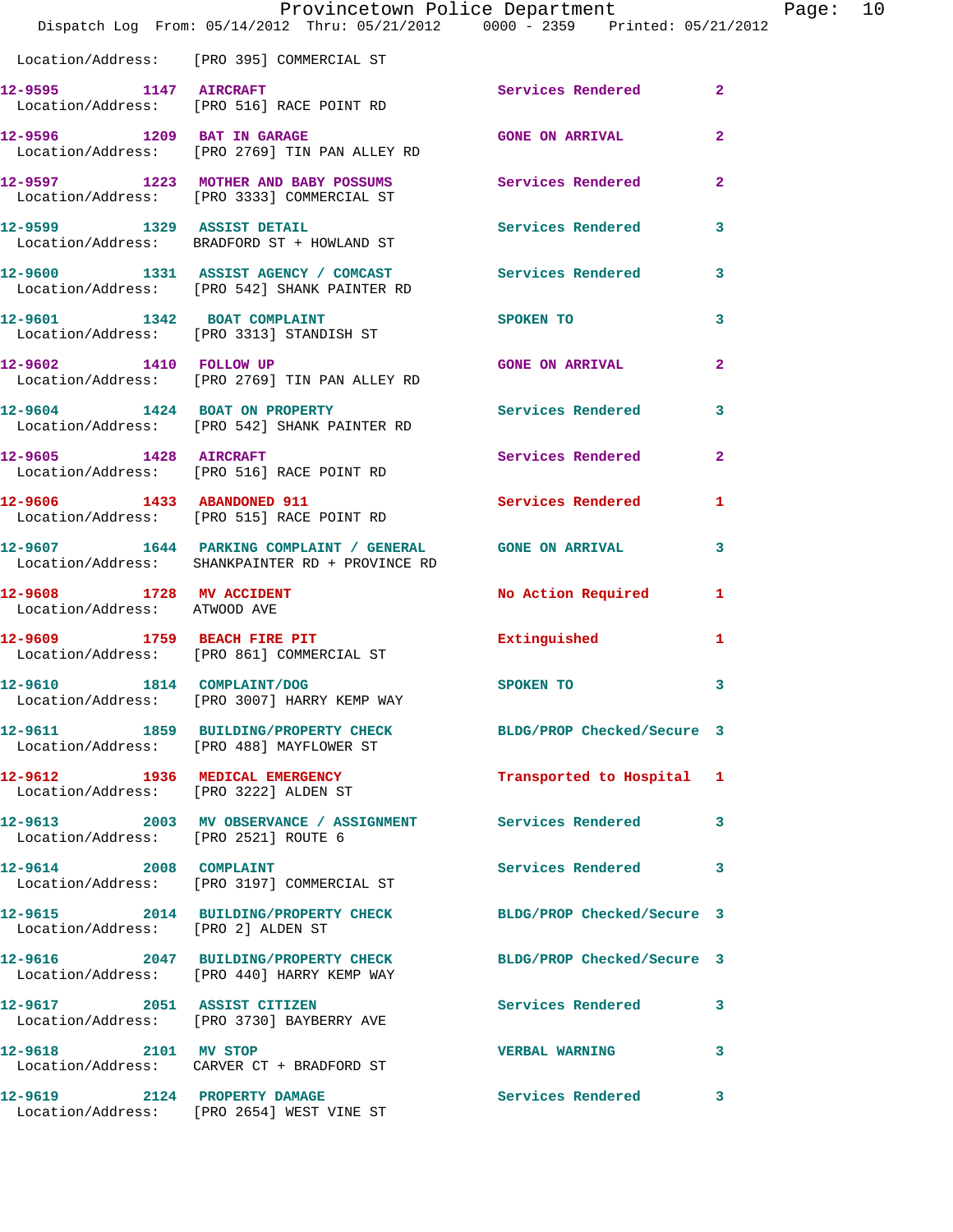Location/Address: [PRO 395] COMMERCIAL ST

| Call # | Time | Call Reason | Action | Priority |
|---|---|---|---|---|
| 12-9595 | 1147 | AIRCRAFT | Services Rendered | 2 |
| | | Location/Address: [PRO 516] RACE POINT RD | | |
| 12-9596 | 1209 | BAT IN GARAGE | GONE ON ARRIVAL | 2 |
| | | Location/Address: [PRO 2769] TIN PAN ALLEY RD | | |
| 12-9597 | 1223 | MOTHER AND BABY POSSUMS | Services Rendered | 2 |
| | | Location/Address: [PRO 3333] COMMERCIAL ST | | |
| 12-9599 | 1329 | ASSIST DETAIL | Services Rendered | 3 |
| | | Location/Address: BRADFORD ST + HOWLAND ST | | |
| 12-9600 | 1331 | ASSIST AGENCY / COMCAST | Services Rendered | 3 |
| | | Location/Address: [PRO 542] SHANK PAINTER RD | | |
| 12-9601 | 1342 | BOAT COMPLAINT | SPOKEN TO | 3 |
| | | Location/Address: [PRO 3313] STANDISH ST | | |
| 12-9602 | 1410 | FOLLOW UP | GONE ON ARRIVAL | 2 |
| | | Location/Address: [PRO 2769] TIN PAN ALLEY RD | | |
| 12-9604 | 1424 | BOAT ON PROPERTY | Services Rendered | 3 |
| | | Location/Address: [PRO 542] SHANK PAINTER RD | | |
| 12-9605 | 1428 | AIRCRAFT | Services Rendered | 2 |
| | | Location/Address: [PRO 516] RACE POINT RD | | |
| 12-9606 | 1433 | ABANDONED 911 | Services Rendered | 1 |
| | | Location/Address: [PRO 515] RACE POINT RD | | |
| 12-9607 | 1644 | PARKING COMPLAINT / GENERAL | GONE ON ARRIVAL | 3 |
| | | Location/Address: SHANKPAINTER RD + PROVINCE RD | | |
| 12-9608 | 1728 | MV ACCIDENT | No Action Required | 1 |
| | | Location/Address: ATWOOD AVE | | |
| 12-9609 | 1759 | BEACH FIRE PIT | Extinguished | 1 |
| | | Location/Address: [PRO 861] COMMERCIAL ST | | |
| 12-9610 | 1814 | COMPLAINT/DOG | SPOKEN TO | 3 |
| | | Location/Address: [PRO 3007] HARRY KEMP WAY | | |
| 12-9611 | 1859 | BUILDING/PROPERTY CHECK | BLDG/PROP Checked/Secure | 3 |
| | | Location/Address: [PRO 488] MAYFLOWER ST | | |
| 12-9612 | 1936 | MEDICAL EMERGENCY | Transported to Hospital | 1 |
| | | Location/Address: [PRO 3222] ALDEN ST | | |
| 12-9613 | 2003 | MV OBSERVANCE / ASSIGNMENT | Services Rendered | 3 |
| | | Location/Address: [PRO 2521] ROUTE 6 | | |
| 12-9614 | 2008 | COMPLAINT | Services Rendered | 3 |
| | | Location/Address: [PRO 3197] COMMERCIAL ST | | |
| 12-9615 | 2014 | BUILDING/PROPERTY CHECK | BLDG/PROP Checked/Secure | 3 |
| | | Location/Address: [PRO 2] ALDEN ST | | |
| 12-9616 | 2047 | BUILDING/PROPERTY CHECK | BLDG/PROP Checked/Secure | 3 |
| | | Location/Address: [PRO 440] HARRY KEMP WAY | | |
| 12-9617 | 2051 | ASSIST CITIZEN | Services Rendered | 3 |
| | | Location/Address: [PRO 3730] BAYBERRY AVE | | |
| 12-9618 | 2101 | MV STOP | VERBAL WARNING | 3 |
| | | Location/Address: CARVER CT + BRADFORD ST | | |
| 12-9619 | 2124 | PROPERTY DAMAGE | Services Rendered | 3 |
| | | Location/Address: [PRO 2654] WEST VINE ST | | |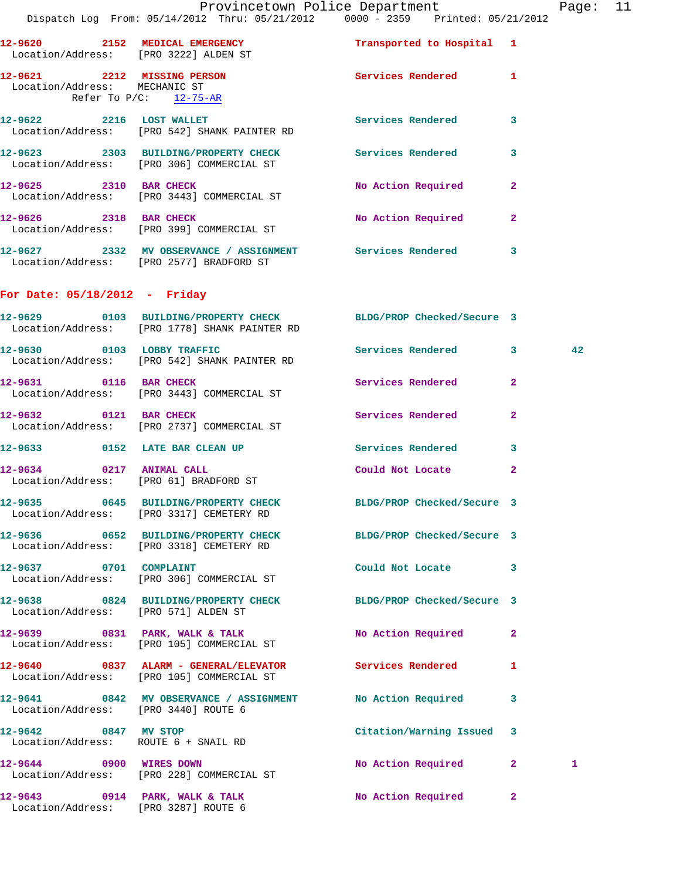12-9620 2152 MEDICAL EMERGENCY Transported to Hospital 1
Location/Address: [PRO 3222] ALDEN ST

12-9621 2212 MISSING PERSON Services Rendered 1
Location/Address: MECHANIC ST
Refer To P/C: 12-75-AR

12-9622 2216 LOST WALLET Services Rendered 3
Location/Address: [PRO 542] SHANK PAINTER RD

12-9623 2303 BUILDING/PROPERTY CHECK Services Rendered 3
Location/Address: [PRO 306] COMMERCIAL ST

12-9625 2310 BAR CHECK No Action Required 2
Location/Address: [PRO 3443] COMMERCIAL ST

12-9626 2318 BAR CHECK No Action Required 2
Location/Address: [PRO 399] COMMERCIAL ST

12-9627 2332 MV OBSERVANCE / ASSIGNMENT Services Rendered 3
Location/Address: [PRO 2577] BRADFORD ST

## For Date: 05/18/2012 - Friday

12-9629 0103 BUILDING/PROPERTY CHECK BLDG/PROP Checked/Secure 3
Location/Address: [PRO 1778] SHANK PAINTER RD

12-9630 0103 LOBBY TRAFFIC Services Rendered 3 42
Location/Address: [PRO 542] SHANK PAINTER RD

12-9631 0116 BAR CHECK Services Rendered 2
Location/Address: [PRO 3443] COMMERCIAL ST

12-9632 0121 BAR CHECK Services Rendered 2
Location/Address: [PRO 2737] COMMERCIAL ST

12-9633 0152 LATE BAR CLEAN UP Services Rendered 3

12-9634 0217 ANIMAL CALL Could Not Locate 2
Location/Address: [PRO 61] BRADFORD ST

12-9635 0645 BUILDING/PROPERTY CHECK BLDG/PROP Checked/Secure 3
Location/Address: [PRO 3317] CEMETERY RD

12-9636 0652 BUILDING/PROPERTY CHECK BLDG/PROP Checked/Secure 3
Location/Address: [PRO 3318] CEMETERY RD

12-9637 0701 COMPLAINT Could Not Locate 3
Location/Address: [PRO 306] COMMERCIAL ST

12-9638 0824 BUILDING/PROPERTY CHECK BLDG/PROP Checked/Secure 3
Location/Address: [PRO 571] ALDEN ST

12-9639 0831 PARK, WALK & TALK No Action Required 2
Location/Address: [PRO 105] COMMERCIAL ST

12-9640 0837 ALARM - GENERAL/ELEVATOR Services Rendered 1
Location/Address: [PRO 105] COMMERCIAL ST

12-9641 0842 MV OBSERVANCE / ASSIGNMENT No Action Required 3
Location/Address: [PRO 3440] ROUTE 6

12-9642 0847 MV STOP Citation/Warning Issued 3
Location/Address: ROUTE 6 + SNAIL RD

12-9644 0900 WIRES DOWN No Action Required 2 1
Location/Address: [PRO 228] COMMERCIAL ST

12-9643 0914 PARK, WALK & TALK No Action Required 2
Location/Address: [PRO 3287] ROUTE 6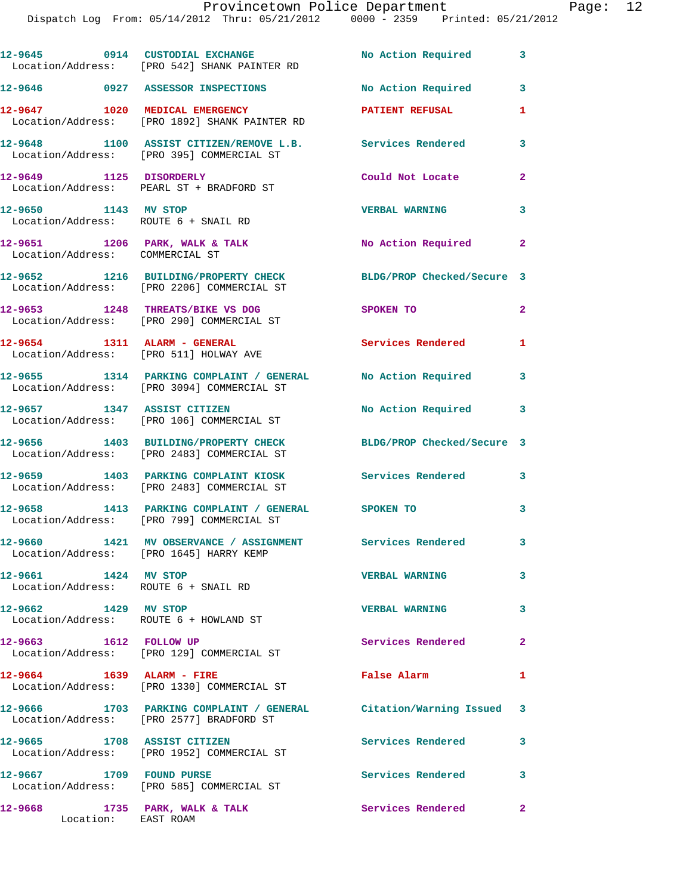12-9645 0914 CUSTODIAL EXCHANGE No Action Required 3
Location/Address: [PRO 542] SHANK PAINTER RD

12-9646 0927 ASSESSOR INSPECTIONS No Action Required 3

12-9647 1020 MEDICAL EMERGENCY PATIENT REFUSAL 1
Location/Address: [PRO 1892] SHANK PAINTER RD

12-9648 1100 ASSIST CITIZEN/REMOVE L.B. Services Rendered 3
Location/Address: [PRO 395] COMMERCIAL ST

12-9649 1125 DISORDERLY Could Not Locate 2
Location/Address: PEARL ST + BRADFORD ST

12-9650 1143 MV STOP VERBAL WARNING 3
Location/Address: ROUTE 6 + SNAIL RD

12-9651 1206 PARK, WALK & TALK No Action Required 2
Location/Address: COMMERCIAL ST

12-9652 1216 BUILDING/PROPERTY CHECK BLDG/PROP Checked/Secure 3
Location/Address: [PRO 2206] COMMERCIAL ST

12-9653 1248 THREATS/BIKE VS DOG SPOKEN TO 2
Location/Address: [PRO 290] COMMERCIAL ST

12-9654 1311 ALARM - GENERAL Services Rendered 1
Location/Address: [PRO 511] HOLWAY AVE

12-9655 1314 PARKING COMPLAINT / GENERAL No Action Required 3
Location/Address: [PRO 3094] COMMERCIAL ST

12-9657 1347 ASSIST CITIZEN No Action Required 3
Location/Address: [PRO 106] COMMERCIAL ST

12-9656 1403 BUILDING/PROPERTY CHECK BLDG/PROP Checked/Secure 3
Location/Address: [PRO 2483] COMMERCIAL ST

12-9659 1403 PARKING COMPLAINT KIOSK Services Rendered 3
Location/Address: [PRO 2483] COMMERCIAL ST

12-9658 1413 PARKING COMPLAINT / GENERAL SPOKEN TO 3
Location/Address: [PRO 799] COMMERCIAL ST

12-9660 1421 MV OBSERVANCE / ASSIGNMENT Services Rendered 3
Location/Address: [PRO 1645] HARRY KEMP

12-9661 1424 MV STOP VERBAL WARNING 3
Location/Address: ROUTE 6 + SNAIL RD

12-9662 1429 MV STOP VERBAL WARNING 3
Location/Address: ROUTE 6 + HOWLAND ST

12-9663 1612 FOLLOW UP Services Rendered 2
Location/Address: [PRO 129] COMMERCIAL ST

12-9664 1639 ALARM - FIRE False Alarm 1
Location/Address: [PRO 1330] COMMERCIAL ST

12-9666 1703 PARKING COMPLAINT / GENERAL Citation/Warning Issued 3
Location/Address: [PRO 2577] BRADFORD ST

12-9665 1708 ASSIST CITIZEN Services Rendered 3
Location/Address: [PRO 1952] COMMERCIAL ST

12-9667 1709 FOUND PURSE Services Rendered 3
Location/Address: [PRO 585] COMMERCIAL ST

12-9668 1735 PARK, WALK & TALK Services Rendered 2
Location: EAST ROAM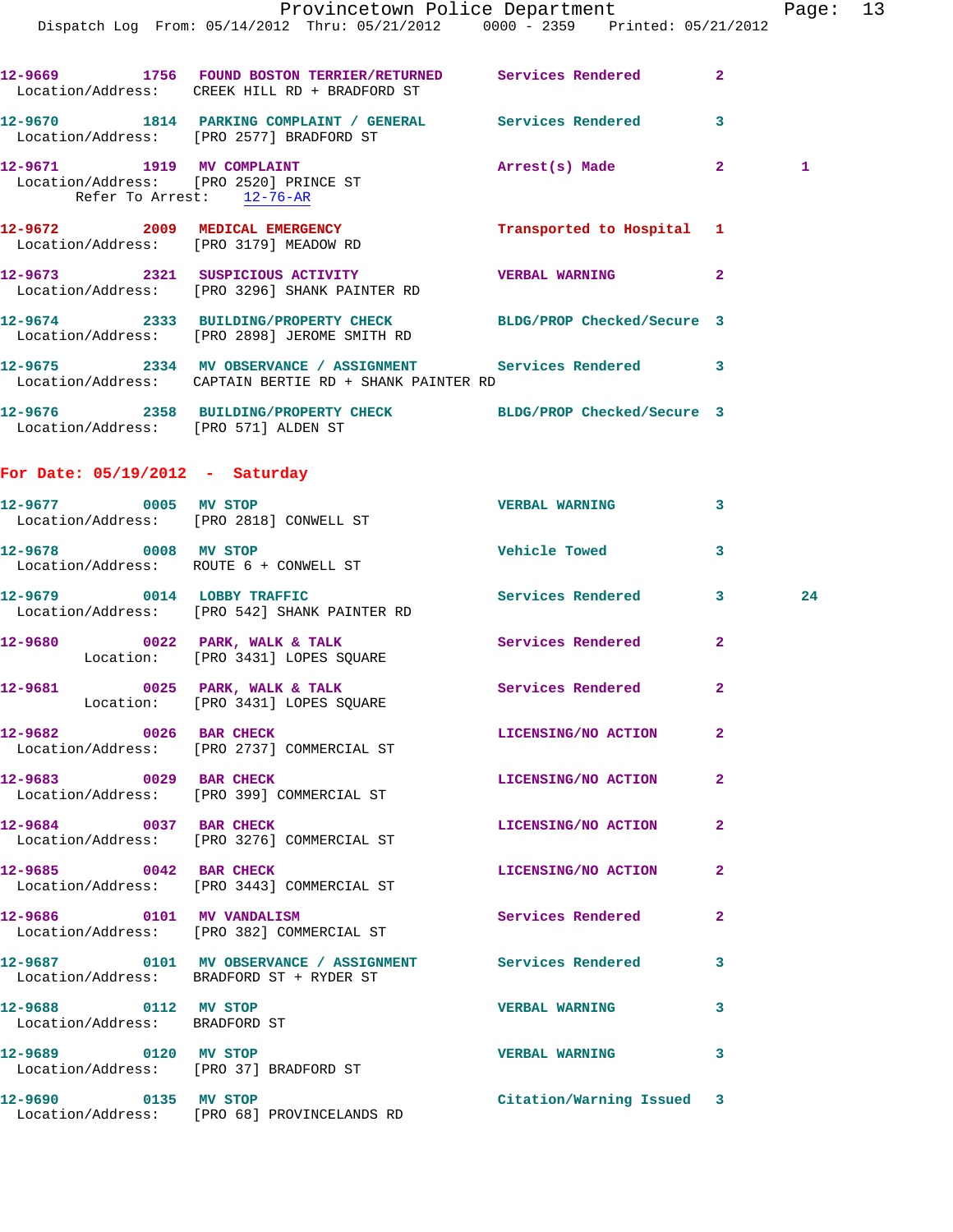12-9669 1756 FOUND BOSTON TERRIER/RETURNED Services Rendered 2
Location/Address: CREEK HILL RD + BRADFORD ST

12-9670 1814 PARKING COMPLAINT / GENERAL Services Rendered 3
Location/Address: [PRO 2577] BRADFORD ST

12-9671 1919 MV COMPLAINT Arrest(s) Made 2 1
Location/Address: [PRO 2520] PRINCE ST
Refer To Arrest: 12-76-AR

12-9672 2009 MEDICAL EMERGENCY Transported to Hospital 1
Location/Address: [PRO 3179] MEADOW RD

12-9673 2321 SUSPICIOUS ACTIVITY VERBAL WARNING 2
Location/Address: [PRO 3296] SHANK PAINTER RD

12-9674 2333 BUILDING/PROPERTY CHECK BLDG/PROP Checked/Secure 3
Location/Address: [PRO 2898] JEROME SMITH RD

12-9675 2334 MV OBSERVANCE / ASSIGNMENT Services Rendered 3
Location/Address: CAPTAIN BERTIE RD + SHANK PAINTER RD

12-9676 2358 BUILDING/PROPERTY CHECK BLDG/PROP Checked/Secure 3
Location/Address: [PRO 571] ALDEN ST

**For Date: 05/19/2012 - Saturday**

12-9677 0005 MV STOP VERBAL WARNING 3
Location/Address: [PRO 2818] CONWELL ST

12-9678 0008 MV STOP Vehicle Towed 3
Location/Address: ROUTE 6 + CONWELL ST

12-9679 0014 LOBBY TRAFFIC Services Rendered 3 24
Location/Address: [PRO 542] SHANK PAINTER RD

12-9680 0022 PARK, WALK & TALK Services Rendered 2
Location: [PRO 3431] LOPES SQUARE

12-9681 0025 PARK, WALK & TALK Services Rendered 2
Location: [PRO 3431] LOPES SQUARE

12-9682 0026 BAR CHECK LICENSING/NO ACTION 2
Location/Address: [PRO 2737] COMMERCIAL ST

12-9683 0029 BAR CHECK LICENSING/NO ACTION 2
Location/Address: [PRO 399] COMMERCIAL ST

12-9684 0037 BAR CHECK LICENSING/NO ACTION 2
Location/Address: [PRO 3276] COMMERCIAL ST

12-9685 0042 BAR CHECK LICENSING/NO ACTION 2
Location/Address: [PRO 3443] COMMERCIAL ST

12-9686 0101 MV VANDALISM Services Rendered 2
Location/Address: [PRO 382] COMMERCIAL ST

12-9687 0101 MV OBSERVANCE / ASSIGNMENT Services Rendered 3
Location/Address: BRADFORD ST + RYDER ST

12-9688 0112 MV STOP VERBAL WARNING 3
Location/Address: BRADFORD ST

12-9689 0120 MV STOP VERBAL WARNING 3
Location/Address: [PRO 37] BRADFORD ST

12-9690 0135 MV STOP Citation/Warning Issued 3
Location/Address: [PRO 68] PROVINCELANDS RD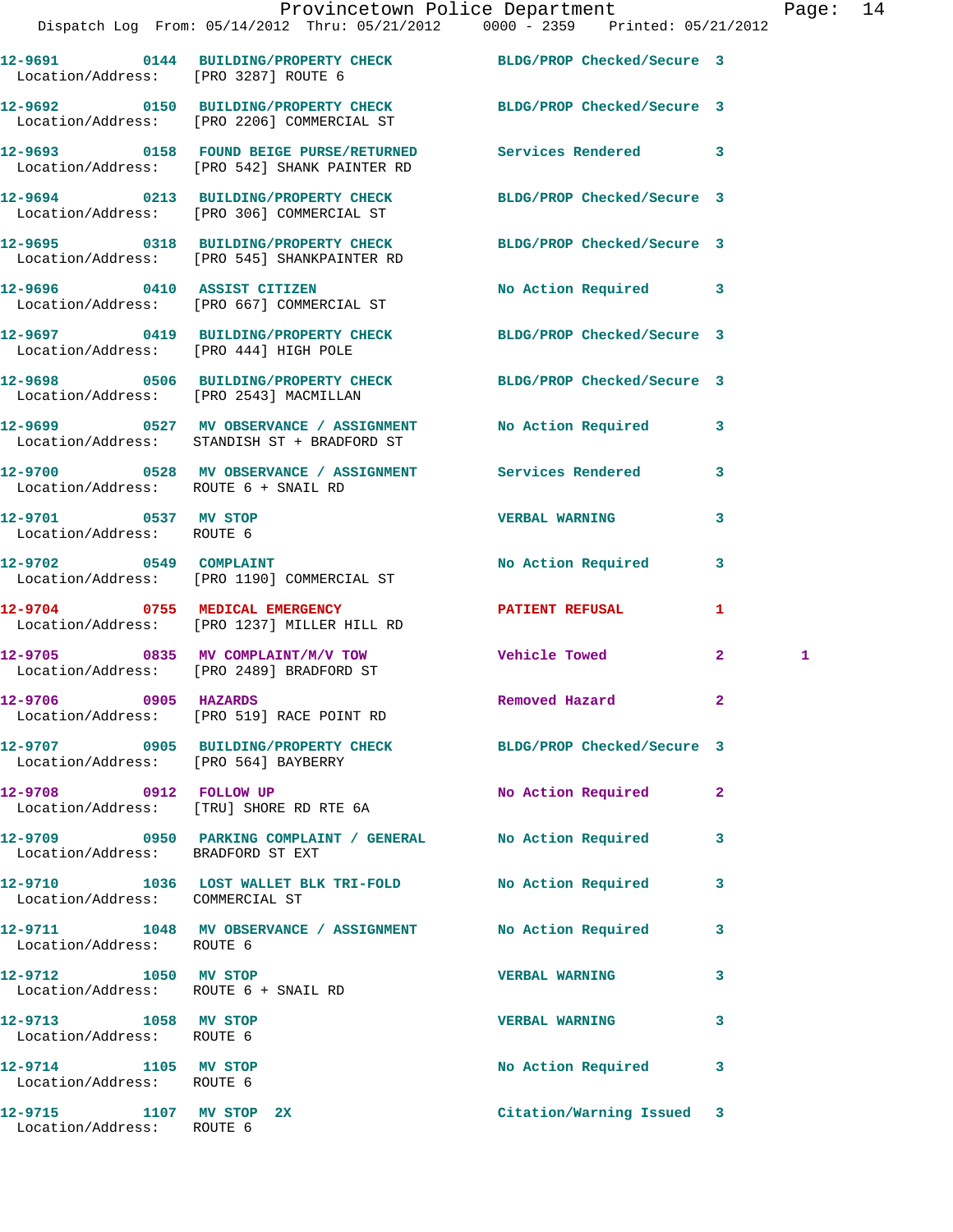12-9691 0144 BUILDING/PROPERTY CHECK BLDG/PROP Checked/Secure 3
Location/Address: [PRO 3287] ROUTE 6

12-9692 0150 BUILDING/PROPERTY CHECK BLDG/PROP Checked/Secure 3
Location/Address: [PRO 2206] COMMERCIAL ST

12-9693 0158 FOUND BEIGE PURSE/RETURNED Services Rendered 3
Location/Address: [PRO 542] SHANK PAINTER RD

12-9694 0213 BUILDING/PROPERTY CHECK BLDG/PROP Checked/Secure 3
Location/Address: [PRO 306] COMMERCIAL ST

12-9695 0318 BUILDING/PROPERTY CHECK BLDG/PROP Checked/Secure 3
Location/Address: [PRO 545] SHANKPAINTER RD

12-9696 0410 ASSIST CITIZEN No Action Required 3
Location/Address: [PRO 667] COMMERCIAL ST

12-9697 0419 BUILDING/PROPERTY CHECK BLDG/PROP Checked/Secure 3
Location/Address: [PRO 444] HIGH POLE

12-9698 0506 BUILDING/PROPERTY CHECK BLDG/PROP Checked/Secure 3
Location/Address: [PRO 2543] MACMILLAN

12-9699 0527 MV OBSERVANCE / ASSIGNMENT No Action Required 3
Location/Address: STANDISH ST + BRADFORD ST

12-9700 0528 MV OBSERVANCE / ASSIGNMENT Services Rendered 3
Location/Address: ROUTE 6 + SNAIL RD

12-9701 0537 MV STOP VERBAL WARNING 3
Location/Address: ROUTE 6

12-9702 0549 COMPLAINT No Action Required 3
Location/Address: [PRO 1190] COMMERCIAL ST

12-9704 0755 MEDICAL EMERGENCY PATIENT REFUSAL 1
Location/Address: [PRO 1237] MILLER HILL RD

12-9705 0835 MV COMPLAINT/M/V TOW Vehicle Towed 2 1
Location/Address: [PRO 2489] BRADFORD ST

12-9706 0905 HAZARDS Removed Hazard 2
Location/Address: [PRO 519] RACE POINT RD

12-9707 0905 BUILDING/PROPERTY CHECK BLDG/PROP Checked/Secure 3
Location/Address: [PRO 564] BAYBERRY

12-9708 0912 FOLLOW UP No Action Required 2
Location/Address: [TRU] SHORE RD RTE 6A

12-9709 0950 PARKING COMPLAINT / GENERAL No Action Required 3
Location/Address: BRADFORD ST EXT

12-9710 1036 LOST WALLET BLK TRI-FOLD No Action Required 3
Location/Address: COMMERCIAL ST

12-9711 1048 MV OBSERVANCE / ASSIGNMENT No Action Required 3
Location/Address: ROUTE 6

12-9712 1050 MV STOP VERBAL WARNING 3
Location/Address: ROUTE 6 + SNAIL RD

12-9713 1058 MV STOP VERBAL WARNING 3
Location/Address: ROUTE 6

12-9714 1105 MV STOP No Action Required 3
Location/Address: ROUTE 6

12-9715 1107 MV STOP 2X Citation/Warning Issued 3
Location/Address: ROUTE 6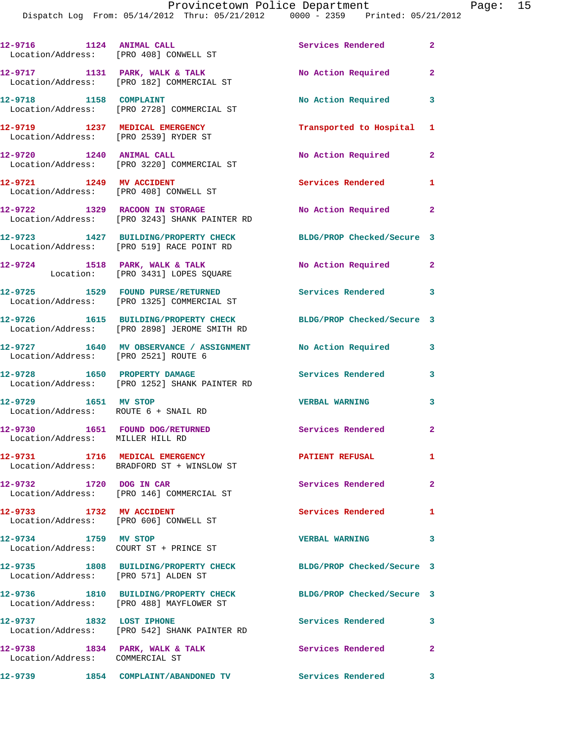| Call Number | Time | Call Reason | Action | Priority |
|---|---|---|---|---|
| 12-9716 | 1124 | ANIMAL CALL | Services Rendered | 2 |
| Location/Address: [PRO 408] CONWELL ST | | | | |
| 12-9717 | 1131 | PARK, WALK & TALK | No Action Required | 2 |
| Location/Address: [PRO 182] COMMERCIAL ST | | | | |
| 12-9718 | 1158 | COMPLAINT | No Action Required | 3 |
| Location/Address: [PRO 2728] COMMERCIAL ST | | | | |
| 12-9719 | 1237 | MEDICAL EMERGENCY | Transported to Hospital | 1 |
| Location/Address: [PRO 2539] RYDER ST | | | | |
| 12-9720 | 1240 | ANIMAL CALL | No Action Required | 2 |
| Location/Address: [PRO 3220] COMMERCIAL ST | | | | |
| 12-9721 | 1249 | MV ACCIDENT | Services Rendered | 1 |
| Location/Address: [PRO 408] CONWELL ST | | | | |
| 12-9722 | 1329 | RACOON IN STORAGE | No Action Required | 2 |
| Location/Address: [PRO 3243] SHANK PAINTER RD | | | | |
| 12-9723 | 1427 | BUILDING/PROPERTY CHECK | BLDG/PROP Checked/Secure | 3 |
| Location/Address: [PRO 519] RACE POINT RD | | | | |
| 12-9724 | 1518 | PARK, WALK & TALK | No Action Required | 2 |
| Location: [PRO 3431] LOPES SQUARE | | | | |
| 12-9725 | 1529 | FOUND PURSE/RETURNED | Services Rendered | 3 |
| Location/Address: [PRO 1325] COMMERCIAL ST | | | | |
| 12-9726 | 1615 | BUILDING/PROPERTY CHECK | BLDG/PROP Checked/Secure | 3 |
| Location/Address: [PRO 2898] JEROME SMITH RD | | | | |
| 12-9727 | 1640 | MV OBSERVANCE / ASSIGNMENT | No Action Required | 3 |
| Location/Address: [PRO 2521] ROUTE 6 | | | | |
| 12-9728 | 1650 | PROPERTY DAMAGE | Services Rendered | 3 |
| Location/Address: [PRO 1252] SHANK PAINTER RD | | | | |
| 12-9729 | 1651 | MV STOP | VERBAL WARNING | 3 |
| Location/Address: ROUTE 6 + SNAIL RD | | | | |
| 12-9730 | 1651 | FOUND DOG/RETURNED | Services Rendered | 2 |
| Location/Address: MILLER HILL RD | | | | |
| 12-9731 | 1716 | MEDICAL EMERGENCY | PATIENT REFUSAL | 1 |
| Location/Address: BRADFORD ST + WINSLOW ST | | | | |
| 12-9732 | 1720 | DOG IN CAR | Services Rendered | 2 |
| Location/Address: [PRO 146] COMMERCIAL ST | | | | |
| 12-9733 | 1732 | MV ACCIDENT | Services Rendered | 1 |
| Location/Address: [PRO 606] CONWELL ST | | | | |
| 12-9734 | 1759 | MV STOP | VERBAL WARNING | 3 |
| Location/Address: COURT ST + PRINCE ST | | | | |
| 12-9735 | 1808 | BUILDING/PROPERTY CHECK | BLDG/PROP Checked/Secure | 3 |
| Location/Address: [PRO 571] ALDEN ST | | | | |
| 12-9736 | 1810 | BUILDING/PROPERTY CHECK | BLDG/PROP Checked/Secure | 3 |
| Location/Address: [PRO 488] MAYFLOWER ST | | | | |
| 12-9737 | 1832 | LOST IPHONE | Services Rendered | 3 |
| Location/Address: [PRO 542] SHANK PAINTER RD | | | | |
| 12-9738 | 1834 | PARK, WALK & TALK | Services Rendered | 2 |
| Location/Address: COMMERCIAL ST | | | | |
| 12-9739 | 1854 | COMPLAINT/ABANDONED TV | Services Rendered | 3 |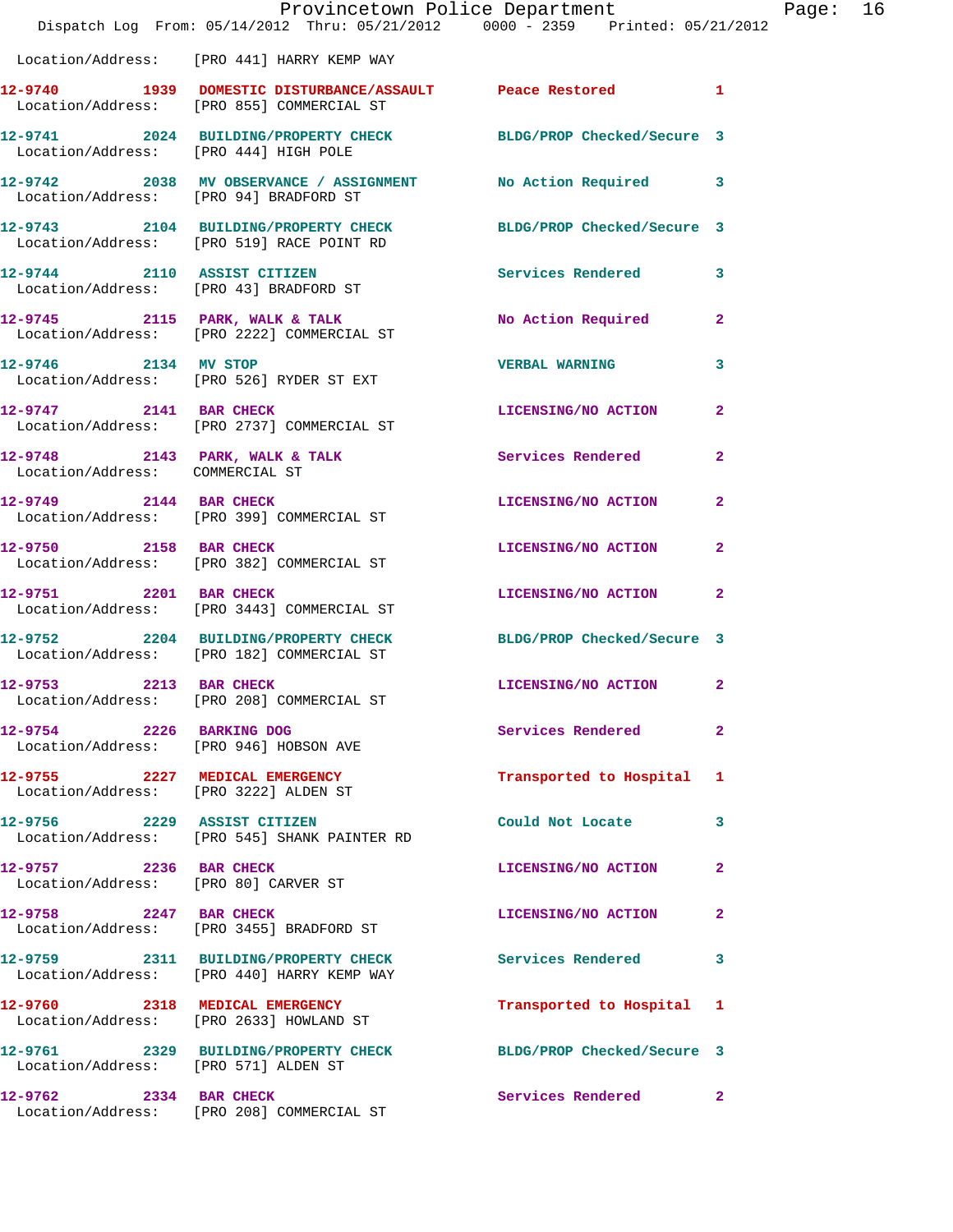Location/Address: [PRO 441] HARRY KEMP WAY

| Call # | Time | Call Reason | Action | Priority |
|---|---|---|---|---|
| 12-9740 | 1939 | DOMESTIC DISTURBANCE/ASSAULT | Peace Restored | 1 |
| Location/Address: [PRO 855] COMMERCIAL ST | | | | |
| 12-9741 | 2024 | BUILDING/PROPERTY CHECK | BLDG/PROP Checked/Secure | 3 |
| Location/Address: [PRO 444] HIGH POLE | | | | |
| 12-9742 | 2038 | MV OBSERVANCE / ASSIGNMENT | No Action Required | 3 |
| Location/Address: [PRO 94] BRADFORD ST | | | | |
| 12-9743 | 2104 | BUILDING/PROPERTY CHECK | BLDG/PROP Checked/Secure | 3 |
| Location/Address: [PRO 519] RACE POINT RD | | | | |
| 12-9744 | 2110 | ASSIST CITIZEN | Services Rendered | 3 |
| Location/Address: [PRO 43] BRADFORD ST | | | | |
| 12-9745 | 2115 | PARK, WALK & TALK | No Action Required | 2 |
| Location/Address: [PRO 2222] COMMERCIAL ST | | | | |
| 12-9746 | 2134 | MV STOP | VERBAL WARNING | 3 |
| Location/Address: [PRO 526] RYDER ST EXT | | | | |
| 12-9747 | 2141 | BAR CHECK | LICENSING/NO ACTION | 2 |
| Location/Address: [PRO 2737] COMMERCIAL ST | | | | |
| 12-9748 | 2143 | PARK, WALK & TALK | Services Rendered | 2 |
| Location/Address: COMMERCIAL ST | | | | |
| 12-9749 | 2144 | BAR CHECK | LICENSING/NO ACTION | 2 |
| Location/Address: [PRO 399] COMMERCIAL ST | | | | |
| 12-9750 | 2158 | BAR CHECK | LICENSING/NO ACTION | 2 |
| Location/Address: [PRO 382] COMMERCIAL ST | | | | |
| 12-9751 | 2201 | BAR CHECK | LICENSING/NO ACTION | 2 |
| Location/Address: [PRO 3443] COMMERCIAL ST | | | | |
| 12-9752 | 2204 | BUILDING/PROPERTY CHECK | BLDG/PROP Checked/Secure | 3 |
| Location/Address: [PRO 182] COMMERCIAL ST | | | | |
| 12-9753 | 2213 | BAR CHECK | LICENSING/NO ACTION | 2 |
| Location/Address: [PRO 208] COMMERCIAL ST | | | | |
| 12-9754 | 2226 | BARKING DOG | Services Rendered | 2 |
| Location/Address: [PRO 946] HOBSON AVE | | | | |
| 12-9755 | 2227 | MEDICAL EMERGENCY | Transported to Hospital | 1 |
| Location/Address: [PRO 3222] ALDEN ST | | | | |
| 12-9756 | 2229 | ASSIST CITIZEN | Could Not Locate | 3 |
| Location/Address: [PRO 545] SHANK PAINTER RD | | | | |
| 12-9757 | 2236 | BAR CHECK | LICENSING/NO ACTION | 2 |
| Location/Address: [PRO 80] CARVER ST | | | | |
| 12-9758 | 2247 | BAR CHECK | LICENSING/NO ACTION | 2 |
| Location/Address: [PRO 3455] BRADFORD ST | | | | |
| 12-9759 | 2311 | BUILDING/PROPERTY CHECK | Services Rendered | 3 |
| Location/Address: [PRO 440] HARRY KEMP WAY | | | | |
| 12-9760 | 2318 | MEDICAL EMERGENCY | Transported to Hospital | 1 |
| Location/Address: [PRO 2633] HOWLAND ST | | | | |
| 12-9761 | 2329 | BUILDING/PROPERTY CHECK | BLDG/PROP Checked/Secure | 3 |
| Location/Address: [PRO 571] ALDEN ST | | | | |
| 12-9762 | 2334 | BAR CHECK | Services Rendered | 2 |
| Location/Address: [PRO 208] COMMERCIAL ST | | | | |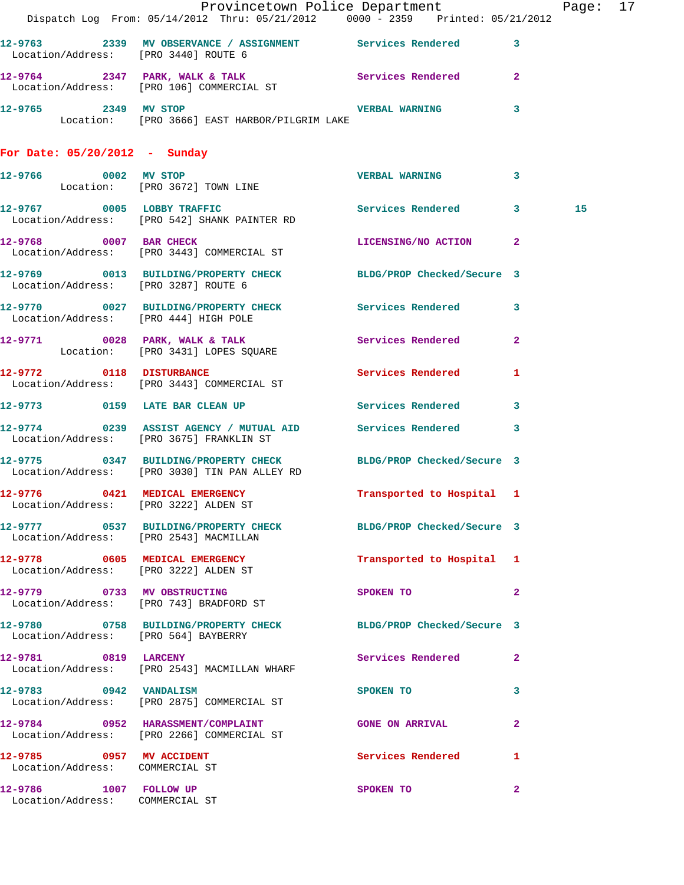12-9763 2339 MV OBSERVANCE / ASSIGNMENT Services Rendered 3
Location/Address: [PRO 3440] ROUTE 6

12-9764 2347 PARK, WALK & TALK Services Rendered 2
Location/Address: [PRO 106] COMMERCIAL ST

12-9765 2349 MV STOP VERBAL WARNING 3
Location: [PRO 3666] EAST HARBOR/PILGRIM LAKE

## For Date: 05/20/2012 - Sunday

12-9766 0002 MV STOP VERBAL WARNING 3
Location: [PRO 3672] TOWN LINE

12-9767 0005 LOBBY TRAFFIC Services Rendered 3 15
Location/Address: [PRO 542] SHANK PAINTER RD

12-9768 0007 BAR CHECK LICENSING/NO ACTION 2
Location/Address: [PRO 3443] COMMERCIAL ST

12-9769 0013 BUILDING/PROPERTY CHECK BLDG/PROP Checked/Secure 3
Location/Address: [PRO 3287] ROUTE 6

12-9770 0027 BUILDING/PROPERTY CHECK Services Rendered 3
Location/Address: [PRO 444] HIGH POLE

12-9771 0028 PARK, WALK & TALK Services Rendered 2
Location: [PRO 3431] LOPES SQUARE

12-9772 0118 DISTURBANCE Services Rendered 1
Location/Address: [PRO 3443] COMMERCIAL ST

12-9773 0159 LATE BAR CLEAN UP Services Rendered 3

12-9774 0239 ASSIST AGENCY / MUTUAL AID Services Rendered 3
Location/Address: [PRO 3675] FRANKLIN ST

12-9775 0347 BUILDING/PROPERTY CHECK BLDG/PROP Checked/Secure 3
Location/Address: [PRO 3030] TIN PAN ALLEY RD

12-9776 0421 MEDICAL EMERGENCY Transported to Hospital 1
Location/Address: [PRO 3222] ALDEN ST

12-9777 0537 BUILDING/PROPERTY CHECK BLDG/PROP Checked/Secure 3
Location/Address: [PRO 2543] MACMILLAN

12-9778 0605 MEDICAL EMERGENCY Transported to Hospital 1
Location/Address: [PRO 3222] ALDEN ST

12-9779 0733 MV OBSTRUCTING SPOKEN TO 2
Location/Address: [PRO 743] BRADFORD ST

12-9780 0758 BUILDING/PROPERTY CHECK BLDG/PROP Checked/Secure 3
Location/Address: [PRO 564] BAYBERRY

12-9781 0819 LARCENY Services Rendered 2
Location/Address: [PRO 2543] MACMILLAN WHARF

12-9783 0942 VANDALISM SPOKEN TO 3
Location/Address: [PRO 2875] COMMERCIAL ST

12-9784 0952 HARASSMENT/COMPLAINT GONE ON ARRIVAL 2
Location/Address: [PRO 2266] COMMERCIAL ST

12-9785 0957 MV ACCIDENT Services Rendered 1
Location/Address: COMMERCIAL ST

12-9786 1007 FOLLOW UP SPOKEN TO 2
Location/Address: COMMERCIAL ST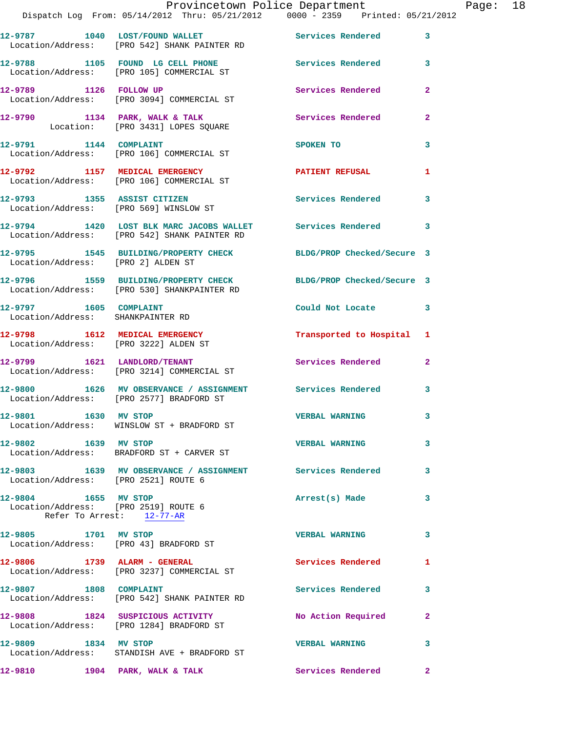12-9787 1040 LOST/FOUND WALLET Services Rendered 3
Location/Address: [PRO 542] SHANK PAINTER RD

12-9788 1105 FOUND LG CELL PHONE Services Rendered 3
Location/Address: [PRO 105] COMMERCIAL ST

12-9789 1126 FOLLOW UP Services Rendered 2
Location/Address: [PRO 3094] COMMERCIAL ST

12-9790 1134 PARK, WALK & TALK Services Rendered 2
Location: [PRO 3431] LOPES SQUARE

12-9791 1144 COMPLAINT SPOKEN TO 3
Location/Address: [PRO 106] COMMERCIAL ST

12-9792 1157 MEDICAL EMERGENCY PATIENT REFUSAL 1
Location/Address: [PRO 106] COMMERCIAL ST

12-9793 1355 ASSIST CITIZEN Services Rendered 3
Location/Address: [PRO 569] WINSLOW ST

12-9794 1420 LOST BLK MARC JACOBS WALLET Services Rendered 3
Location/Address: [PRO 542] SHANK PAINTER RD

12-9795 1545 BUILDING/PROPERTY CHECK BLDG/PROP Checked/Secure 3
Location/Address: [PRO 2] ALDEN ST

12-9796 1559 BUILDING/PROPERTY CHECK BLDG/PROP Checked/Secure 3
Location/Address: [PRO 530] SHANKPAINTER RD

12-9797 1605 COMPLAINT Could Not Locate 3
Location/Address: SHANKPAINTER RD

12-9798 1612 MEDICAL EMERGENCY Transported to Hospital 1
Location/Address: [PRO 3222] ALDEN ST

12-9799 1621 LANDLORD/TENANT Services Rendered 2
Location/Address: [PRO 3214] COMMERCIAL ST

12-9800 1626 MV OBSERVANCE / ASSIGNMENT Services Rendered 3
Location/Address: [PRO 2577] BRADFORD ST

12-9801 1630 MV STOP VERBAL WARNING 3
Location/Address: WINSLOW ST + BRADFORD ST

12-9802 1639 MV STOP VERBAL WARNING 3
Location/Address: BRADFORD ST + CARVER ST

12-9803 1639 MV OBSERVANCE / ASSIGNMENT Services Rendered 3
Location/Address: [PRO 2521] ROUTE 6

12-9804 1655 MV STOP Arrest(s) Made 3
Location/Address: [PRO 2519] ROUTE 6
Refer To Arrest: 12-77-AR

12-9805 1701 MV STOP VERBAL WARNING 3
Location/Address: [PRO 43] BRADFORD ST

12-9806 1739 ALARM - GENERAL Services Rendered 1
Location/Address: [PRO 3237] COMMERCIAL ST

12-9807 1808 COMPLAINT Services Rendered 3
Location/Address: [PRO 542] SHANK PAINTER RD

12-9808 1824 SUSPICIOUS ACTIVITY No Action Required 2
Location/Address: [PRO 1284] BRADFORD ST

12-9809 1834 MV STOP VERBAL WARNING 3
Location/Address: STANDISH AVE + BRADFORD ST

12-9810 1904 PARK, WALK & TALK Services Rendered 2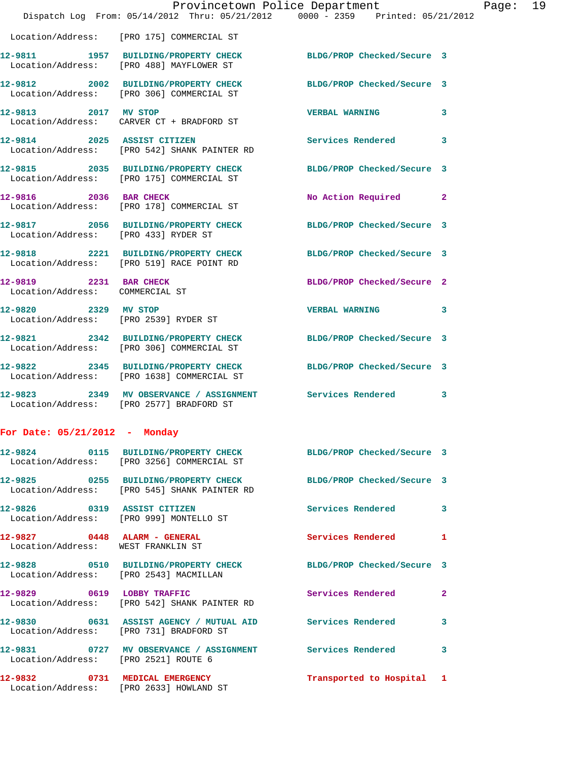Location/Address: [PRO 175] COMMERCIAL ST

| Call # | Time | Call Type | Action | Priority |
|---|---|---|---|---|
| 12-9811 | 1957 | BUILDING/PROPERTY CHECK | BLDG/PROP Checked/Secure | 3 |
| Location/Address: | | [PRO 488] MAYFLOWER ST | | |
| 12-9812 | 2002 | BUILDING/PROPERTY CHECK | BLDG/PROP Checked/Secure | 3 |
| Location/Address: | | [PRO 306] COMMERCIAL ST | | |
| 12-9813 | 2017 | MV STOP | VERBAL WARNING | 3 |
| Location/Address: | | CARVER CT + BRADFORD ST | | |
| 12-9814 | 2025 | ASSIST CITIZEN | Services Rendered | 3 |
| Location/Address: | | [PRO 542] SHANK PAINTER RD | | |
| 12-9815 | 2035 | BUILDING/PROPERTY CHECK | BLDG/PROP Checked/Secure | 3 |
| Location/Address: | | [PRO 175] COMMERCIAL ST | | |
| 12-9816 | 2036 | BAR CHECK | No Action Required | 2 |
| Location/Address: | | [PRO 178] COMMERCIAL ST | | |
| 12-9817 | 2056 | BUILDING/PROPERTY CHECK | BLDG/PROP Checked/Secure | 3 |
| Location/Address: | | [PRO 433] RYDER ST | | |
| 12-9818 | 2221 | BUILDING/PROPERTY CHECK | BLDG/PROP Checked/Secure | 3 |
| Location/Address: | | [PRO 519] RACE POINT RD | | |
| 12-9819 | 2231 | BAR CHECK | BLDG/PROP Checked/Secure | 2 |
| Location/Address: | | COMMERCIAL ST | | |
| 12-9820 | 2329 | MV STOP | VERBAL WARNING | 3 |
| Location/Address: | | [PRO 2539] RYDER ST | | |
| 12-9821 | 2342 | BUILDING/PROPERTY CHECK | BLDG/PROP Checked/Secure | 3 |
| Location/Address: | | [PRO 306] COMMERCIAL ST | | |
| 12-9822 | 2345 | BUILDING/PROPERTY CHECK | BLDG/PROP Checked/Secure | 3 |
| Location/Address: | | [PRO 1638] COMMERCIAL ST | | |
| 12-9823 | 2349 | MV OBSERVANCE / ASSIGNMENT | Services Rendered | 3 |
| Location/Address: | | [PRO 2577] BRADFORD ST | | |

## For Date: 05/21/2012 - Monday

| Call # | Time | Call Type | Action | Priority |
|---|---|---|---|---|
| 12-9824 | 0115 | BUILDING/PROPERTY CHECK | BLDG/PROP Checked/Secure | 3 |
| Location/Address: | | [PRO 3256] COMMERCIAL ST | | |
| 12-9825 | 0255 | BUILDING/PROPERTY CHECK | BLDG/PROP Checked/Secure | 3 |
| Location/Address: | | [PRO 545] SHANK PAINTER RD | | |
| 12-9826 | 0319 | ASSIST CITIZEN | Services Rendered | 3 |
| Location/Address: | | [PRO 999] MONTELLO ST | | |
| 12-9827 | 0448 | ALARM - GENERAL | Services Rendered | 1 |
| Location/Address: | | WEST FRANKLIN ST | | |
| 12-9828 | 0510 | BUILDING/PROPERTY CHECK | BLDG/PROP Checked/Secure | 3 |
| Location/Address: | | [PRO 2543] MACMILLAN | | |
| 12-9829 | 0619 | LOBBY TRAFFIC | Services Rendered | 2 |
| Location/Address: | | [PRO 542] SHANK PAINTER RD | | |
| 12-9830 | 0631 | ASSIST AGENCY / MUTUAL AID | Services Rendered | 3 |
| Location/Address: | | [PRO 731] BRADFORD ST | | |
| 12-9831 | 0727 | MV OBSERVANCE / ASSIGNMENT | Services Rendered | 3 |
| Location/Address: | | [PRO 2521] ROUTE 6 | | |
| 12-9832 | 0731 | MEDICAL EMERGENCY | Transported to Hospital | 1 |
| Location/Address: | | [PRO 2633] HOWLAND ST | | |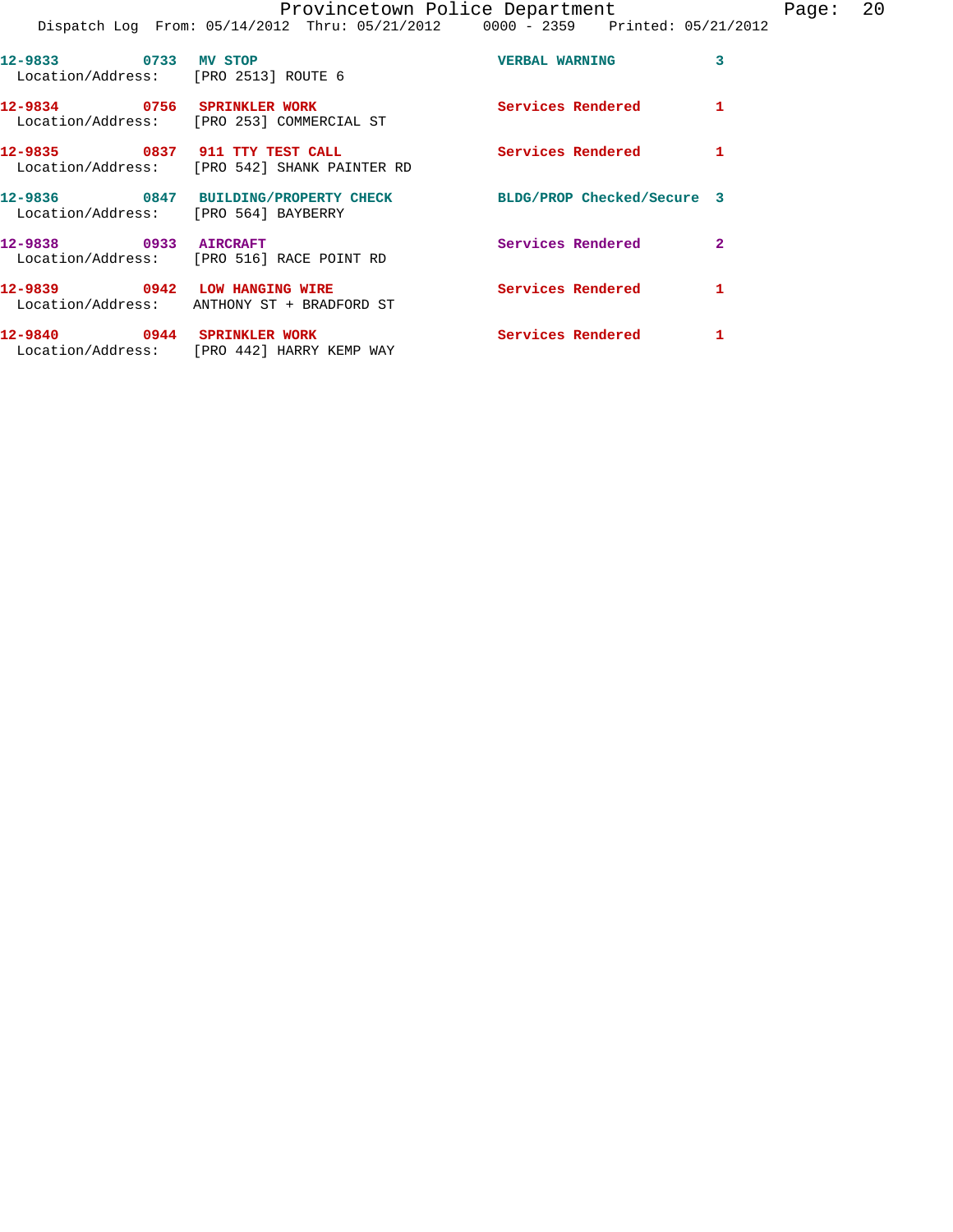12-9833 0733 MV STOP VERBAL WARNING 3
Location/Address: [PRO 2513] ROUTE 6

12-9834 0756 SPRINKLER WORK Services Rendered 1
Location/Address: [PRO 253] COMMERCIAL ST

12-9835 0837 911 TTY TEST CALL Services Rendered 1
Location/Address: [PRO 542] SHANK PAINTER RD

12-9836 0847 BUILDING/PROPERTY CHECK BLDG/PROP Checked/Secure 3
Location/Address: [PRO 564] BAYBERRY

12-9838 0933 AIRCRAFT Services Rendered 2
Location/Address: [PRO 516] RACE POINT RD

12-9839 0942 LOW HANGING WIRE Services Rendered 1
Location/Address: ANTHONY ST + BRADFORD ST

12-9840 0944 SPRINKLER WORK Services Rendered 1
Location/Address: [PRO 442] HARRY KEMP WAY